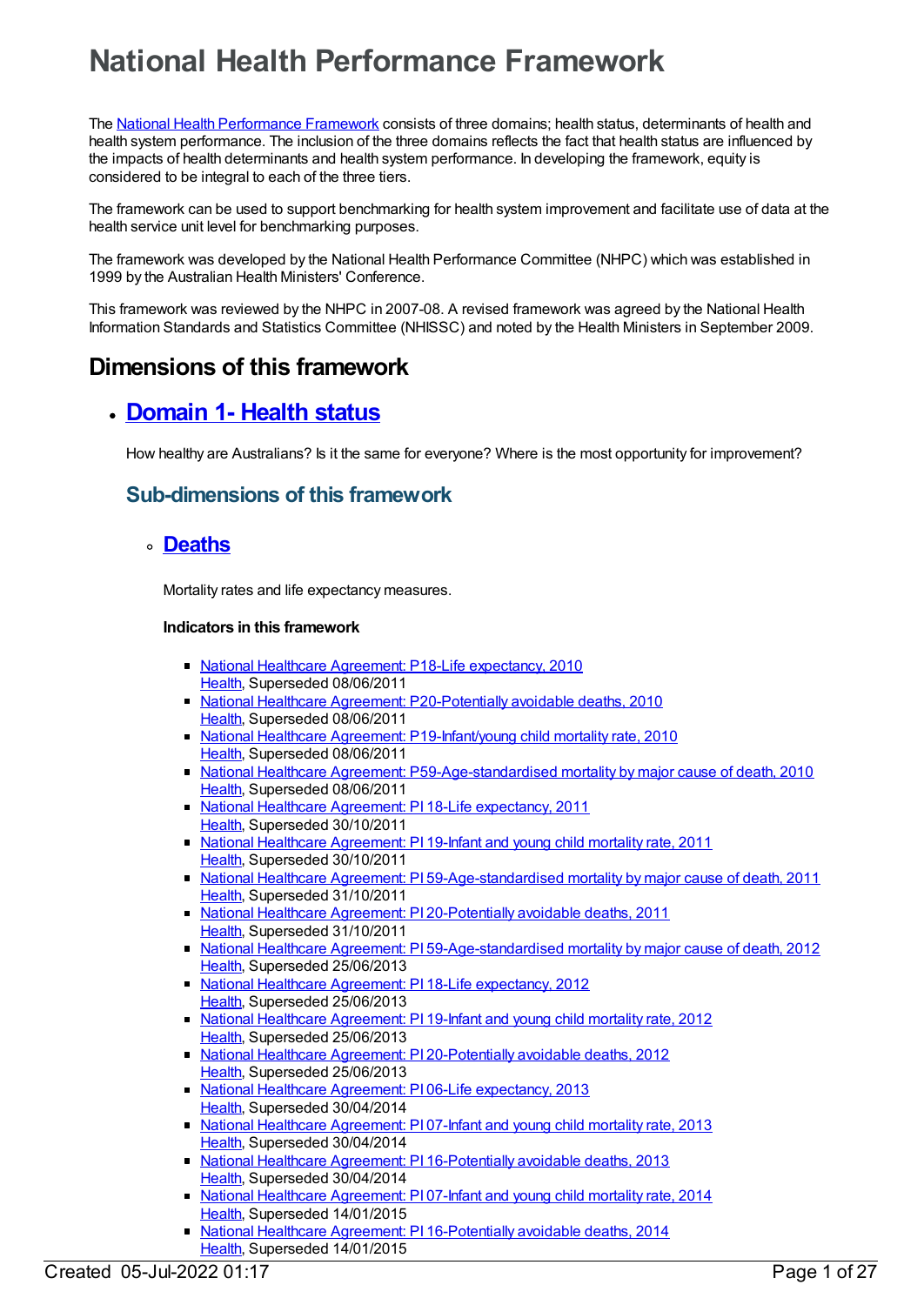# National Health Performance Framework

The National Health Performance Framework consists of three domains; health status, determinants of health and health system performance. The inclusion of the three domains reflects the fact that health status are influenced by the impacts of health determinants and health system performance. In developing the framework, equity is considered to be integral to each of the three tiers.

The framework can be used to support benchmarking for health system improvement and facilitate use of data at the health service unit level for benchmarking purposes.

The framework was developed by the National Health Performance Committee (NHPC) which was established in 1999 by the Australian Health Ministers' Conference.

This framework was reviewed by the NHPC in 2007-08. A revised framework was agreed by the National Health Information Standards and Statistics Committee (NHISSC) and noted by the Health Ministers in September 2009.

## Dimensions of this framework

- ## Domain 1- Health status

  How healthy are Australians? Is it the same for everyone? Where is the most opportunity for improvement?

  ### Sub-dimensions of this framework

  - ### Deaths

    Mortality rates and life expectancy measures.

    **Indicators in this framework**

    - National Healthcare Agreement: P18-Life expectancy, 2010
      Health, Superseded 08/06/2011
    - National Healthcare Agreement: P20-Potentially avoidable deaths, 2010
      Health, Superseded 08/06/2011
    - National Healthcare Agreement: P19-Infant/young child mortality rate, 2010
      Health, Superseded 08/06/2011
    - National Healthcare Agreement: P59-Age-standardised mortality by major cause of death, 2010
      Health, Superseded 08/06/2011
    - National Healthcare Agreement: PI 18-Life expectancy, 2011
      Health, Superseded 30/10/2011
    - National Healthcare Agreement: PI 19-Infant and young child mortality rate, 2011
      Health, Superseded 30/10/2011
    - National Healthcare Agreement: PI 59-Age-standardised mortality by major cause of death, 2011
      Health, Superseded 31/10/2011
    - National Healthcare Agreement: PI 20-Potentially avoidable deaths, 2011
      Health, Superseded 31/10/2011
    - National Healthcare Agreement: PI 59-Age-standardised mortality by major cause of death, 2012
      Health, Superseded 25/06/2013
    - National Healthcare Agreement: PI 18-Life expectancy, 2012
      Health, Superseded 25/06/2013
    - National Healthcare Agreement: PI 19-Infant and young child mortality rate, 2012
      Health, Superseded 25/06/2013
    - National Healthcare Agreement: PI 20-Potentially avoidable deaths, 2012
      Health, Superseded 25/06/2013
    - National Healthcare Agreement: PI 06-Life expectancy, 2013
      Health, Superseded 30/04/2014
    - National Healthcare Agreement: PI 07-Infant and young child mortality rate, 2013
      Health, Superseded 30/04/2014
    - National Healthcare Agreement: PI 16-Potentially avoidable deaths, 2013
      Health, Superseded 30/04/2014
    - National Healthcare Agreement: PI 07-Infant and young child mortality rate, 2014
      Health, Superseded 14/01/2015
    - National Healthcare Agreement: PI 16-Potentially avoidable deaths, 2014
      Health, Superseded 14/01/2015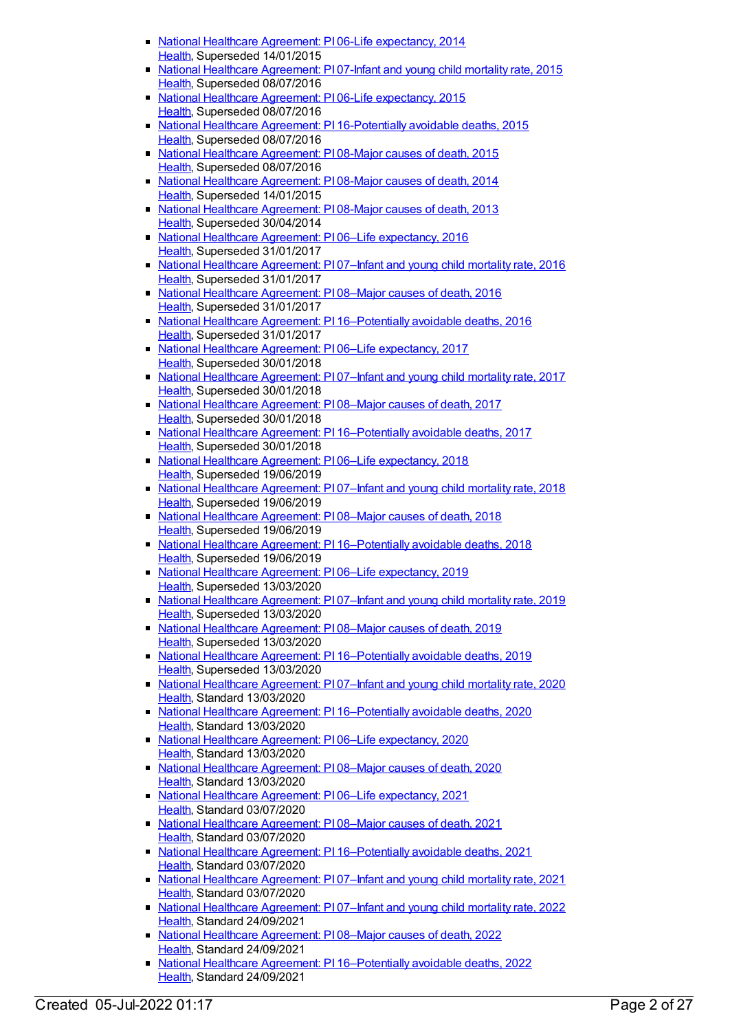- National Healthcare Agreement: PI 06-Life expectancy, 2014
  Health, Superseded 14/01/2015
- National Healthcare Agreement: PI 07-Infant and young child mortality rate, 2015
  Health, Superseded 08/07/2016
- National Healthcare Agreement: PI 06-Life expectancy, 2015
  Health, Superseded 08/07/2016
- National Healthcare Agreement: PI 16-Potentially avoidable deaths, 2015
  Health, Superseded 08/07/2016
- National Healthcare Agreement: PI 08-Major causes of death, 2015
  Health, Superseded 08/07/2016
- National Healthcare Agreement: PI 08-Major causes of death, 2014
  Health, Superseded 14/01/2015
- National Healthcare Agreement: PI 08-Major causes of death, 2013
  Health, Superseded 30/04/2014
- National Healthcare Agreement: PI 06–Life expectancy, 2016
  Health, Superseded 31/01/2017
- National Healthcare Agreement: PI 07–Infant and young child mortality rate, 2016
  Health, Superseded 31/01/2017
- National Healthcare Agreement: PI 08–Major causes of death, 2016
  Health, Superseded 31/01/2017
- National Healthcare Agreement: PI 16–Potentially avoidable deaths, 2016
  Health, Superseded 31/01/2017
- National Healthcare Agreement: PI 06–Life expectancy, 2017
  Health, Superseded 30/01/2018
- National Healthcare Agreement: PI 07–Infant and young child mortality rate, 2017
  Health, Superseded 30/01/2018
- National Healthcare Agreement: PI 08–Major causes of death, 2017
  Health, Superseded 30/01/2018
- National Healthcare Agreement: PI 16–Potentially avoidable deaths, 2017
  Health, Superseded 30/01/2018
- National Healthcare Agreement: PI 06–Life expectancy, 2018
  Health, Superseded 19/06/2019
- National Healthcare Agreement: PI 07–Infant and young child mortality rate, 2018
  Health, Superseded 19/06/2019
- National Healthcare Agreement: PI 08–Major causes of death, 2018
  Health, Superseded 19/06/2019
- National Healthcare Agreement: PI 16–Potentially avoidable deaths, 2018
  Health, Superseded 19/06/2019
- National Healthcare Agreement: PI 06–Life expectancy, 2019
  Health, Superseded 13/03/2020
- National Healthcare Agreement: PI 07–Infant and young child mortality rate, 2019
  Health, Superseded 13/03/2020
- National Healthcare Agreement: PI 08–Major causes of death, 2019
  Health, Superseded 13/03/2020
- National Healthcare Agreement: PI 16–Potentially avoidable deaths, 2019
  Health, Superseded 13/03/2020
- National Healthcare Agreement: PI 07–Infant and young child mortality rate, 2020
  Health, Standard 13/03/2020
- National Healthcare Agreement: PI 16–Potentially avoidable deaths, 2020
  Health, Standard 13/03/2020
- National Healthcare Agreement: PI 06–Life expectancy, 2020
  Health, Standard 13/03/2020
- National Healthcare Agreement: PI 08–Major causes of death, 2020
  Health, Standard 13/03/2020
- National Healthcare Agreement: PI 06–Life expectancy, 2021
  Health, Standard 03/07/2020
- National Healthcare Agreement: PI 08–Major causes of death, 2021
  Health, Standard 03/07/2020
- National Healthcare Agreement: PI 16–Potentially avoidable deaths, 2021
  Health, Standard 03/07/2020
- National Healthcare Agreement: PI 07–Infant and young child mortality rate, 2021
  Health, Standard 03/07/2020
- National Healthcare Agreement: PI 07–Infant and young child mortality rate, 2022
  Health, Standard 24/09/2021
- National Healthcare Agreement: PI 08–Major causes of death, 2022
  Health, Standard 24/09/2021
- National Healthcare Agreement: PI 16–Potentially avoidable deaths, 2022
  Health, Standard 24/09/2021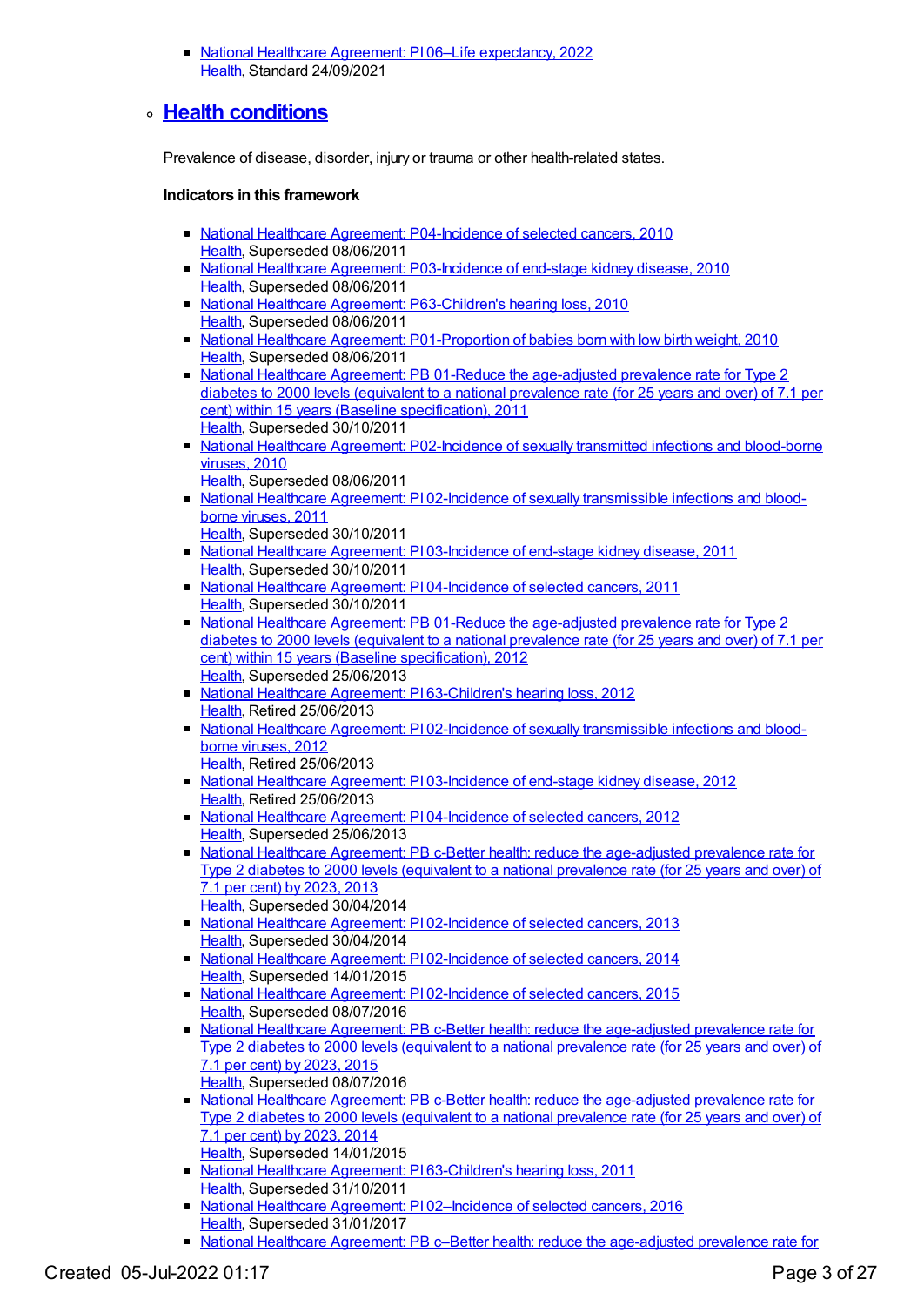- [National Healthcare Agreement: PI 06–Life expectancy, 2022](#)
  [Health](#), Standard 24/09/2021

## [Health conditions](#)

Prevalence of disease, disorder, injury or trauma or other health-related states.

**Indicators in this framework**

- [National Healthcare Agreement: P04-Incidence of selected cancers, 2010](#)
  [Health](#), Superseded 08/06/2011
- [National Healthcare Agreement: P03-Incidence of end-stage kidney disease, 2010](#)
  [Health](#), Superseded 08/06/2011
- [National Healthcare Agreement: P63-Children's hearing loss, 2010](#)
  [Health](#), Superseded 08/06/2011
- [National Healthcare Agreement: P01-Proportion of babies born with low birth weight, 2010](#)
  [Health](#), Superseded 08/06/2011
- [National Healthcare Agreement: PB 01-Reduce the age-adjusted prevalence rate for Type 2 diabetes to 2000 levels (equivalent to a national prevalence rate (for 25 years and over) of 7.1 per cent) within 15 years (Baseline specification), 2011](#)
  [Health](#), Superseded 30/10/2011
- [National Healthcare Agreement: P02-Incidence of sexually transmitted infections and blood-borne viruses, 2010](#)
  [Health](#), Superseded 08/06/2011
- [National Healthcare Agreement: PI 02-Incidence of sexually transmissible infections and blood-borne viruses, 2011](#)
  [Health](#), Superseded 30/10/2011
- [National Healthcare Agreement: PI 03-Incidence of end-stage kidney disease, 2011](#)
  [Health](#), Superseded 30/10/2011
- [National Healthcare Agreement: PI 04-Incidence of selected cancers, 2011](#)
  [Health](#), Superseded 30/10/2011
- [National Healthcare Agreement: PB 01-Reduce the age-adjusted prevalence rate for Type 2 diabetes to 2000 levels (equivalent to a national prevalence rate (for 25 years and over) of 7.1 per cent) within 15 years (Baseline specification), 2012](#)
  [Health](#), Superseded 25/06/2013
- [National Healthcare Agreement: PI 63-Children's hearing loss, 2012](#)
  [Health](#), Retired 25/06/2013
- [National Healthcare Agreement: PI 02-Incidence of sexually transmissible infections and blood-borne viruses, 2012](#)
  [Health](#), Retired 25/06/2013
- [National Healthcare Agreement: PI 03-Incidence of end-stage kidney disease, 2012](#)
  [Health](#), Retired 25/06/2013
- [National Healthcare Agreement: PI 04-Incidence of selected cancers, 2012](#)
  [Health](#), Superseded 25/06/2013
- [National Healthcare Agreement: PB c-Better health: reduce the age-adjusted prevalence rate for Type 2 diabetes to 2000 levels (equivalent to a national prevalence rate (for 25 years and over) of 7.1 per cent) by 2023, 2013](#)
  [Health](#), Superseded 30/04/2014
- [National Healthcare Agreement: PI 02-Incidence of selected cancers, 2013](#)
  [Health](#), Superseded 30/04/2014
- [National Healthcare Agreement: PI 02-Incidence of selected cancers, 2014](#)
  [Health](#), Superseded 14/01/2015
- [National Healthcare Agreement: PI 02-Incidence of selected cancers, 2015](#)
  [Health](#), Superseded 08/07/2016
- [National Healthcare Agreement: PB c-Better health: reduce the age-adjusted prevalence rate for Type 2 diabetes to 2000 levels (equivalent to a national prevalence rate (for 25 years and over) of 7.1 per cent) by 2023, 2015](#)
  [Health](#), Superseded 08/07/2016
- [National Healthcare Agreement: PB c-Better health: reduce the age-adjusted prevalence rate for Type 2 diabetes to 2000 levels (equivalent to a national prevalence rate (for 25 years and over) of 7.1 per cent) by 2023, 2014](#)
  [Health](#), Superseded 14/01/2015
- [National Healthcare Agreement: PI 63-Children's hearing loss, 2011](#)
  [Health](#), Superseded 31/10/2011
- [National Healthcare Agreement: PI 02–Incidence of selected cancers, 2016](#)
  [Health](#), Superseded 31/01/2017
- [National Healthcare Agreement: PB c–Better health: reduce the age-adjusted prevalence rate for](#)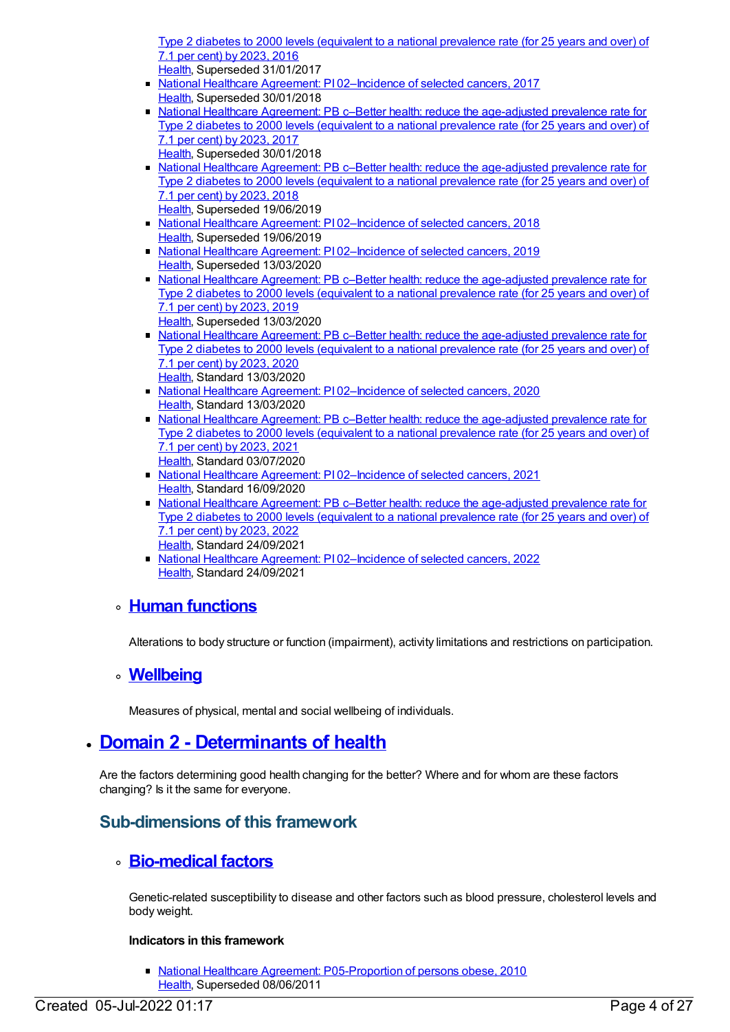Type 2 diabetes to 2000 levels (equivalent to a national prevalence rate (for 25 years and over) of 7.1 per cent) by 2023, 2016
Health, Superseded 31/01/2017

- National Healthcare Agreement: PI 02–Incidence of selected cancers, 2017
Health, Superseded 30/01/2018
- National Healthcare Agreement: PB c–Better health: reduce the age-adjusted prevalence rate for Type 2 diabetes to 2000 levels (equivalent to a national prevalence rate (for 25 years and over) of 7.1 per cent) by 2023, 2017
Health, Superseded 30/01/2018
- National Healthcare Agreement: PB c–Better health: reduce the age-adjusted prevalence rate for Type 2 diabetes to 2000 levels (equivalent to a national prevalence rate (for 25 years and over) of 7.1 per cent) by 2023, 2018
Health, Superseded 19/06/2019
- National Healthcare Agreement: PI 02–Incidence of selected cancers, 2018
Health, Superseded 19/06/2019
- National Healthcare Agreement: PI 02–Incidence of selected cancers, 2019
Health, Superseded 13/03/2020
- National Healthcare Agreement: PB c–Better health: reduce the age-adjusted prevalence rate for Type 2 diabetes to 2000 levels (equivalent to a national prevalence rate (for 25 years and over) of 7.1 per cent) by 2023, 2019
Health, Superseded 13/03/2020
- National Healthcare Agreement: PB c–Better health: reduce the age-adjusted prevalence rate for Type 2 diabetes to 2000 levels (equivalent to a national prevalence rate (for 25 years and over) of 7.1 per cent) by 2023, 2020
Health, Standard 13/03/2020
- National Healthcare Agreement: PI 02–Incidence of selected cancers, 2020
Health, Standard 13/03/2020
- National Healthcare Agreement: PB c–Better health: reduce the age-adjusted prevalence rate for Type 2 diabetes to 2000 levels (equivalent to a national prevalence rate (for 25 years and over) of 7.1 per cent) by 2023, 2021
Health, Standard 03/07/2020
- National Healthcare Agreement: PI 02–Incidence of selected cancers, 2021
Health, Standard 16/09/2020
- National Healthcare Agreement: PB c–Better health: reduce the age-adjusted prevalence rate for Type 2 diabetes to 2000 levels (equivalent to a national prevalence rate (for 25 years and over) of 7.1 per cent) by 2023, 2022
Health, Standard 24/09/2021
- National Healthcare Agreement: PI 02–Incidence of selected cancers, 2022
Health, Standard 24/09/2021

### Human functions

Alterations to body structure or function (impairment), activity limitations and restrictions on participation.

### Wellbeing

Measures of physical, mental and social wellbeing of individuals.

# Domain 2 - Determinants of health

Are the factors determining good health changing for the better? Where and for whom are these factors changing? Is it the same for everyone?

## Sub-dimensions of this framework

### Bio-medical factors

Genetic-related susceptibility to disease and other factors such as blood pressure, cholesterol levels and body weight.

**Indicators in this framework**

- National Healthcare Agreement: P05-Proportion of persons obese, 2010
Health, Superseded 08/06/2011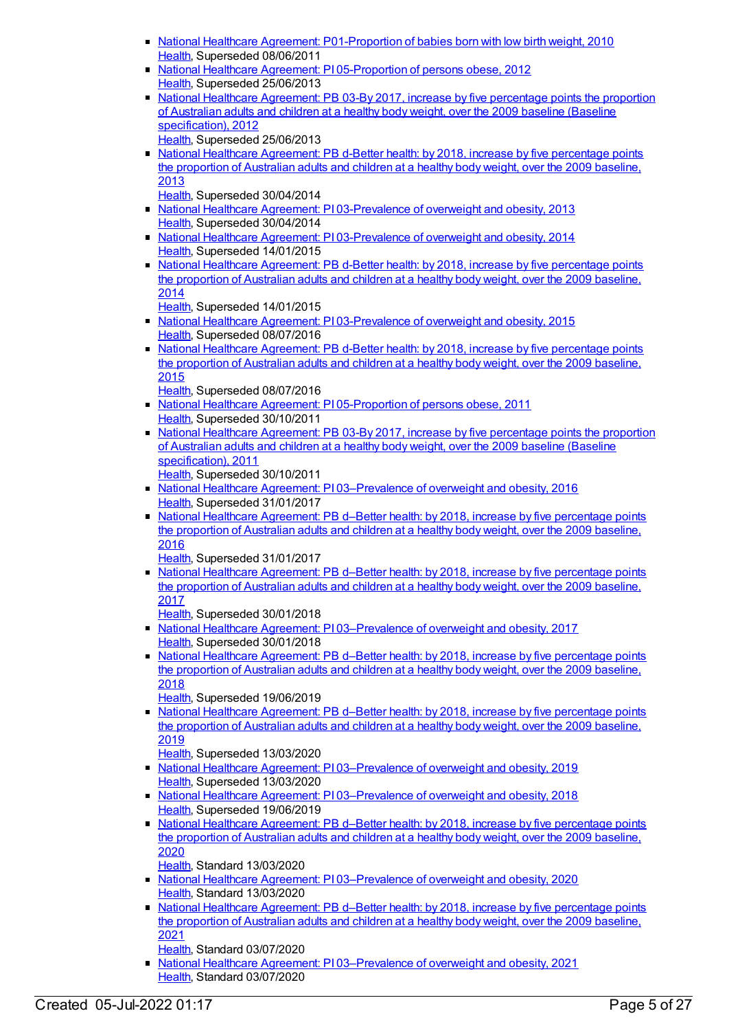- National Healthcare Agreement: P01-Proportion of babies born with low birth weight, 2010
  Health, Superseded 08/06/2011
- National Healthcare Agreement: PI 05-Proportion of persons obese, 2012
  Health, Superseded 25/06/2013
- National Healthcare Agreement: PB 03-By 2017, increase by five percentage points the proportion of Australian adults and children at a healthy body weight, over the 2009 baseline (Baseline specification), 2012
  Health, Superseded 25/06/2013
- National Healthcare Agreement: PB d-Better health: by 2018, increase by five percentage points the proportion of Australian adults and children at a healthy body weight, over the 2009 baseline, 2013
  Health, Superseded 30/04/2014
- National Healthcare Agreement: PI 03-Prevalence of overweight and obesity, 2013
  Health, Superseded 30/04/2014
- National Healthcare Agreement: PI 03-Prevalence of overweight and obesity, 2014
  Health, Superseded 14/01/2015
- National Healthcare Agreement: PB d-Better health: by 2018, increase by five percentage points the proportion of Australian adults and children at a healthy body weight, over the 2009 baseline, 2014
  Health, Superseded 14/01/2015
- National Healthcare Agreement: PI 03-Prevalence of overweight and obesity, 2015
  Health, Superseded 08/07/2016
- National Healthcare Agreement: PB d-Better health: by 2018, increase by five percentage points the proportion of Australian adults and children at a healthy body weight, over the 2009 baseline, 2015
  Health, Superseded 08/07/2016
- National Healthcare Agreement: PI 05-Proportion of persons obese, 2011
  Health, Superseded 30/10/2011
- National Healthcare Agreement: PB 03-By 2017, increase by five percentage points the proportion of Australian adults and children at a healthy body weight, over the 2009 baseline (Baseline specification), 2011
  Health, Superseded 30/10/2011
- National Healthcare Agreement: PI 03–Prevalence of overweight and obesity, 2016
  Health, Superseded 31/01/2017
- National Healthcare Agreement: PB d–Better health: by 2018, increase by five percentage points the proportion of Australian adults and children at a healthy body weight, over the 2009 baseline, 2016
  Health, Superseded 31/01/2017
- National Healthcare Agreement: PB d–Better health: by 2018, increase by five percentage points the proportion of Australian adults and children at a healthy body weight, over the 2009 baseline, 2017
  Health, Superseded 30/01/2018
- National Healthcare Agreement: PI 03–Prevalence of overweight and obesity, 2017
  Health, Superseded 30/01/2018
- National Healthcare Agreement: PB d–Better health: by 2018, increase by five percentage points the proportion of Australian adults and children at a healthy body weight, over the 2009 baseline, 2018
  Health, Superseded 19/06/2019
- National Healthcare Agreement: PB d–Better health: by 2018, increase by five percentage points the proportion of Australian adults and children at a healthy body weight, over the 2009 baseline, 2019
  Health, Superseded 13/03/2020
- National Healthcare Agreement: PI 03–Prevalence of overweight and obesity, 2019
  Health, Superseded 13/03/2020
- National Healthcare Agreement: PI 03–Prevalence of overweight and obesity, 2018
  Health, Superseded 19/06/2019
- National Healthcare Agreement: PB d–Better health: by 2018, increase by five percentage points the proportion of Australian adults and children at a healthy body weight, over the 2009 baseline, 2020
  Health, Standard 13/03/2020
- National Healthcare Agreement: PI 03–Prevalence of overweight and obesity, 2020
  Health, Standard 13/03/2020
- National Healthcare Agreement: PB d–Better health: by 2018, increase by five percentage points the proportion of Australian adults and children at a healthy body weight, over the 2009 baseline, 2021
  Health, Standard 03/07/2020
- National Healthcare Agreement: PI 03–Prevalence of overweight and obesity, 2021
  Health, Standard 03/07/2020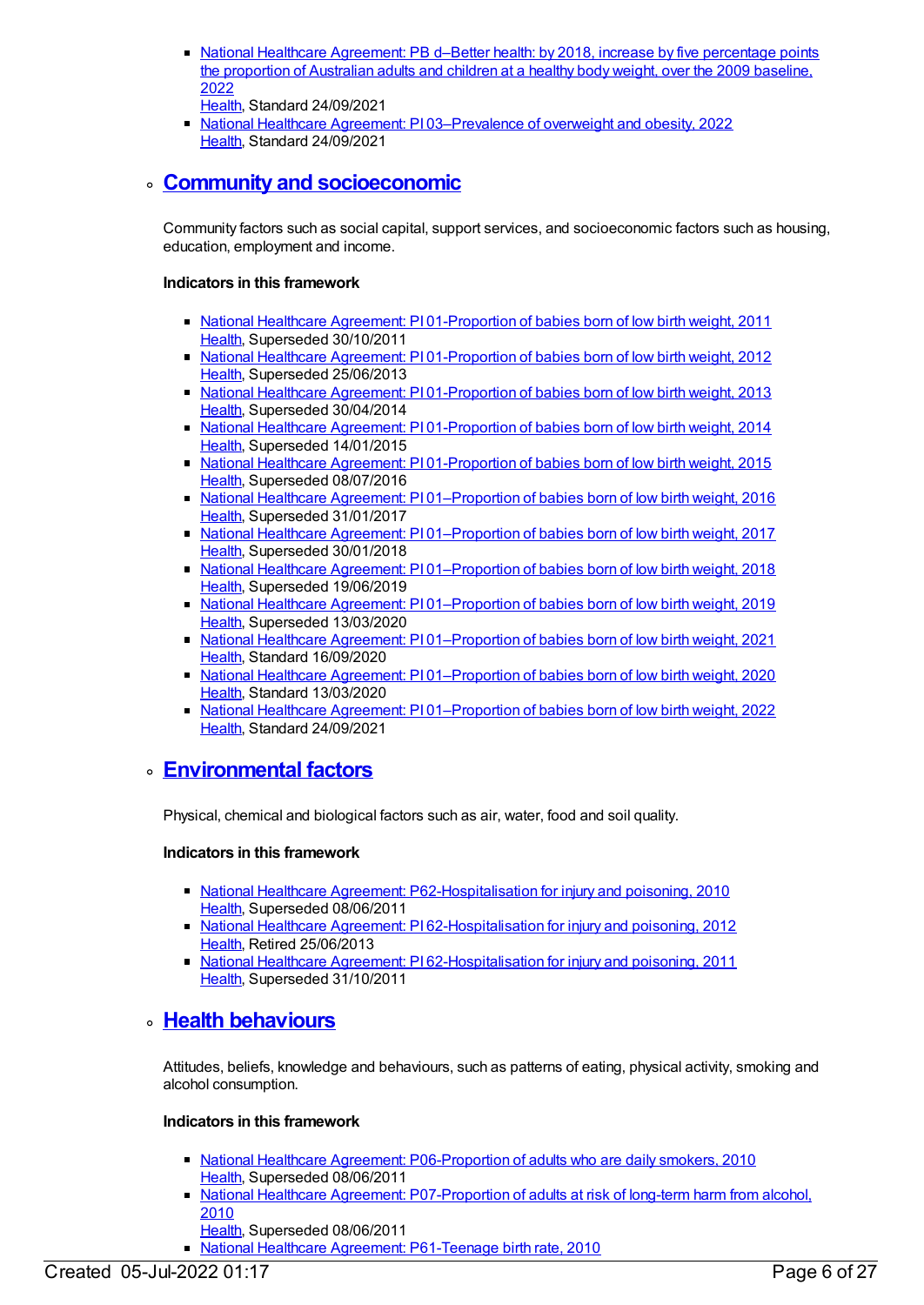- National Healthcare Agreement: PB d–Better health: by 2018, increase by five percentage points the proportion of Australian adults and children at a healthy body weight, over the 2009 baseline, 2022
  Health, Standard 24/09/2021
- National Healthcare Agreement: PI 03–Prevalence of overweight and obesity, 2022
  Health, Standard 24/09/2021

## Community and socioeconomic

Community factors such as social capital, support services, and socioeconomic factors such as housing, education, employment and income.

**Indicators in this framework**

- National Healthcare Agreement: PI 01-Proportion of babies born of low birth weight, 2011
  Health, Superseded 30/10/2011
- National Healthcare Agreement: PI 01-Proportion of babies born of low birth weight, 2012
  Health, Superseded 25/06/2013
- National Healthcare Agreement: PI 01-Proportion of babies born of low birth weight, 2013
  Health, Superseded 30/04/2014
- National Healthcare Agreement: PI 01-Proportion of babies born of low birth weight, 2014
  Health, Superseded 14/01/2015
- National Healthcare Agreement: PI 01-Proportion of babies born of low birth weight, 2015
  Health, Superseded 08/07/2016
- National Healthcare Agreement: PI 01–Proportion of babies born of low birth weight, 2016
  Health, Superseded 31/01/2017
- National Healthcare Agreement: PI 01–Proportion of babies born of low birth weight, 2017
  Health, Superseded 30/01/2018
- National Healthcare Agreement: PI 01–Proportion of babies born of low birth weight, 2018
  Health, Superseded 19/06/2019
- National Healthcare Agreement: PI 01–Proportion of babies born of low birth weight, 2019
  Health, Superseded 13/03/2020
- National Healthcare Agreement: PI 01–Proportion of babies born of low birth weight, 2021
  Health, Standard 16/09/2020
- National Healthcare Agreement: PI 01–Proportion of babies born of low birth weight, 2020
  Health, Standard 13/03/2020
- National Healthcare Agreement: PI 01–Proportion of babies born of low birth weight, 2022
  Health, Standard 24/09/2021

## Environmental factors

Physical, chemical and biological factors such as air, water, food and soil quality.

**Indicators in this framework**

- National Healthcare Agreement: P62-Hospitalisation for injury and poisoning, 2010
  Health, Superseded 08/06/2011
- National Healthcare Agreement: PI 62-Hospitalisation for injury and poisoning, 2012
  Health, Retired 25/06/2013
- National Healthcare Agreement: PI 62-Hospitalisation for injury and poisoning, 2011
  Health, Superseded 31/10/2011

## Health behaviours

Attitudes, beliefs, knowledge and behaviours, such as patterns of eating, physical activity, smoking and alcohol consumption.

**Indicators in this framework**

- National Healthcare Agreement: P06-Proportion of adults who are daily smokers, 2010
  Health, Superseded 08/06/2011
- National Healthcare Agreement: P07-Proportion of adults at risk of long-term harm from alcohol, 2010
  Health, Superseded 08/06/2011
- National Healthcare Agreement: P61-Teenage birth rate, 2010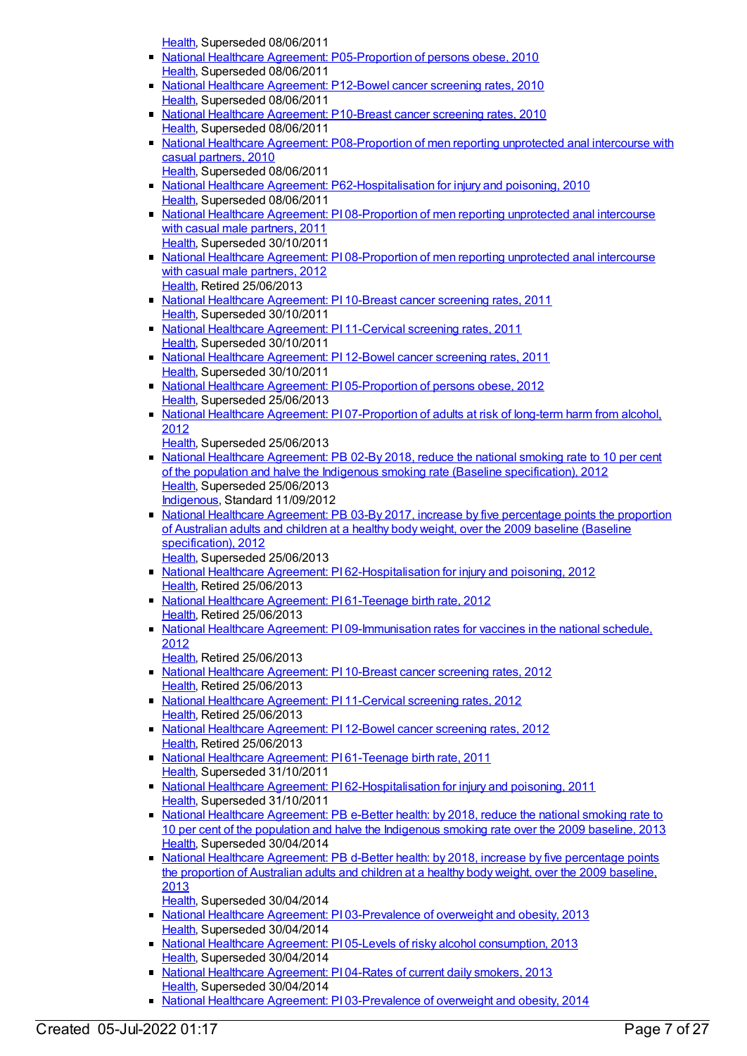Health, Superseded 08/06/2011

- National Healthcare Agreement: P05-Proportion of persons obese, 2010
  Health, Superseded 08/06/2011
- National Healthcare Agreement: P12-Bowel cancer screening rates, 2010
  Health, Superseded 08/06/2011
- National Healthcare Agreement: P10-Breast cancer screening rates, 2010
  Health, Superseded 08/06/2011
- National Healthcare Agreement: P08-Proportion of men reporting unprotected anal intercourse with casual partners, 2010
  Health, Superseded 08/06/2011
- National Healthcare Agreement: P62-Hospitalisation for injury and poisoning, 2010
  Health, Superseded 08/06/2011
- National Healthcare Agreement: PI 08-Proportion of men reporting unprotected anal intercourse with casual male partners, 2011
  Health, Superseded 30/10/2011
- National Healthcare Agreement: PI 08-Proportion of men reporting unprotected anal intercourse with casual male partners, 2012
  Health, Retired 25/06/2013
- National Healthcare Agreement: PI 10-Breast cancer screening rates, 2011
  Health, Superseded 30/10/2011
- National Healthcare Agreement: PI 11-Cervical screening rates, 2011
  Health, Superseded 30/10/2011
- National Healthcare Agreement: PI 12-Bowel cancer screening rates, 2011
  Health, Superseded 30/10/2011
- National Healthcare Agreement: PI 05-Proportion of persons obese, 2012
  Health, Superseded 25/06/2013
- National Healthcare Agreement: PI 07-Proportion of adults at risk of long-term harm from alcohol, 2012
  Health, Superseded 25/06/2013
- National Healthcare Agreement: PB 02-By 2018, reduce the national smoking rate to 10 per cent of the population and halve the Indigenous smoking rate (Baseline specification), 2012
  Health, Superseded 25/06/2013
  Indigenous, Standard 11/09/2012
- National Healthcare Agreement: PB 03-By 2017, increase by five percentage points the proportion of Australian adults and children at a healthy body weight, over the 2009 baseline (Baseline specification), 2012
  Health, Superseded 25/06/2013
- National Healthcare Agreement: PI 62-Hospitalisation for injury and poisoning, 2012
  Health, Retired 25/06/2013
- National Healthcare Agreement: PI 61-Teenage birth rate, 2012
  Health, Retired 25/06/2013
- National Healthcare Agreement: PI 09-Immunisation rates for vaccines in the national schedule, 2012
  Health, Retired 25/06/2013
- National Healthcare Agreement: PI 10-Breast cancer screening rates, 2012
  Health, Retired 25/06/2013
- National Healthcare Agreement: PI 11-Cervical screening rates, 2012
  Health, Retired 25/06/2013
- National Healthcare Agreement: PI 12-Bowel cancer screening rates, 2012
  Health, Retired 25/06/2013
- National Healthcare Agreement: PI 61-Teenage birth rate, 2011
  Health, Superseded 31/10/2011
- National Healthcare Agreement: PI 62-Hospitalisation for injury and poisoning, 2011
  Health, Superseded 31/10/2011
- National Healthcare Agreement: PB e-Better health: by 2018, reduce the national smoking rate to 10 per cent of the population and halve the Indigenous smoking rate over the 2009 baseline, 2013
  Health, Superseded 30/04/2014
- National Healthcare Agreement: PB d-Better health: by 2018, increase by five percentage points the proportion of Australian adults and children at a healthy body weight, over the 2009 baseline, 2013
  Health, Superseded 30/04/2014
- National Healthcare Agreement: PI 03-Prevalence of overweight and obesity, 2013
  Health, Superseded 30/04/2014
- National Healthcare Agreement: PI 05-Levels of risky alcohol consumption, 2013
  Health, Superseded 30/04/2014
- National Healthcare Agreement: PI 04-Rates of current daily smokers, 2013
  Health, Superseded 30/04/2014
- National Healthcare Agreement: PI 03-Prevalence of overweight and obesity, 2014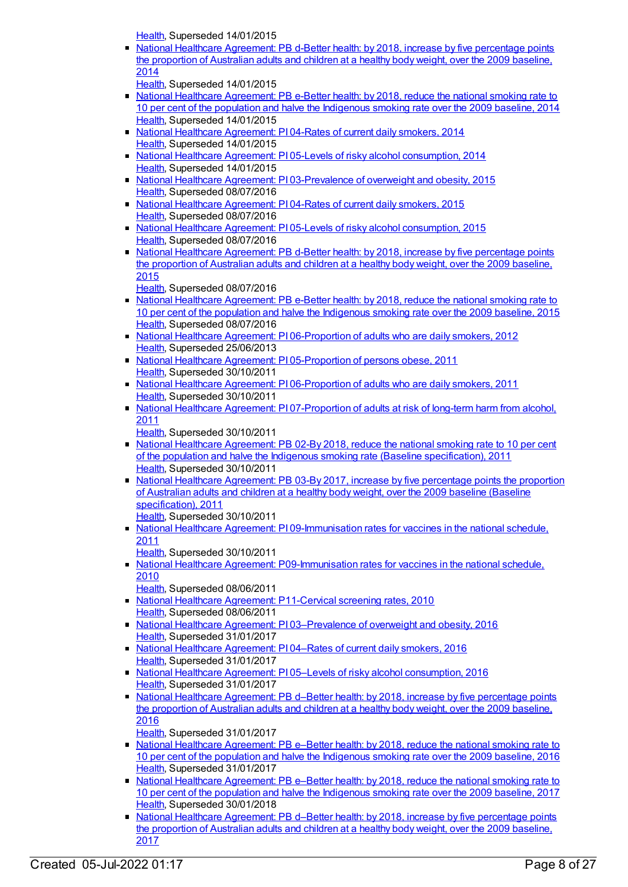Health, Superseded 14/01/2015

- National Healthcare Agreement: PB d-Better health: by 2018, increase by five percentage points the proportion of Australian adults and children at a healthy body weight, over the 2009 baseline, 2014
  Health, Superseded 14/01/2015
- National Healthcare Agreement: PB e-Better health: by 2018, reduce the national smoking rate to 10 per cent of the population and halve the Indigenous smoking rate over the 2009 baseline, 2014
  Health, Superseded 14/01/2015
- National Healthcare Agreement: PI 04-Rates of current daily smokers, 2014
  Health, Superseded 14/01/2015
- National Healthcare Agreement: PI 05-Levels of risky alcohol consumption, 2014
  Health, Superseded 14/01/2015
- National Healthcare Agreement: PI 03-Prevalence of overweight and obesity, 2015
  Health, Superseded 08/07/2016
- National Healthcare Agreement: PI 04-Rates of current daily smokers, 2015
  Health, Superseded 08/07/2016
- National Healthcare Agreement: PI 05-Levels of risky alcohol consumption, 2015
  Health, Superseded 08/07/2016
- National Healthcare Agreement: PB d-Better health: by 2018, increase by five percentage points the proportion of Australian adults and children at a healthy body weight, over the 2009 baseline, 2015
  Health, Superseded 08/07/2016
- National Healthcare Agreement: PB e-Better health: by 2018, reduce the national smoking rate to 10 per cent of the population and halve the Indigenous smoking rate over the 2009 baseline, 2015
  Health, Superseded 08/07/2016
- National Healthcare Agreement: PI 06-Proportion of adults who are daily smokers, 2012
  Health, Superseded 25/06/2013
- National Healthcare Agreement: PI 05-Proportion of persons obese, 2011
  Health, Superseded 30/10/2011
- National Healthcare Agreement: PI 06-Proportion of adults who are daily smokers, 2011
  Health, Superseded 30/10/2011
- National Healthcare Agreement: PI 07-Proportion of adults at risk of long-term harm from alcohol, 2011
  Health, Superseded 30/10/2011
- National Healthcare Agreement: PB 02-By 2018, reduce the national smoking rate to 10 per cent of the population and halve the Indigenous smoking rate (Baseline specification), 2011
  Health, Superseded 30/10/2011
- National Healthcare Agreement: PB 03-By 2017, increase by five percentage points the proportion of Australian adults and children at a healthy body weight, over the 2009 baseline (Baseline specification), 2011
  Health, Superseded 30/10/2011
- National Healthcare Agreement: PI 09-Immunisation rates for vaccines in the national schedule, 2011
  Health, Superseded 30/10/2011
- National Healthcare Agreement: P09-Immunisation rates for vaccines in the national schedule, 2010
  Health, Superseded 08/06/2011
- National Healthcare Agreement: P11-Cervical screening rates, 2010
  Health, Superseded 08/06/2011
- National Healthcare Agreement: PI 03–Prevalence of overweight and obesity, 2016
  Health, Superseded 31/01/2017
- National Healthcare Agreement: PI 04–Rates of current daily smokers, 2016
  Health, Superseded 31/01/2017
- National Healthcare Agreement: PI 05–Levels of risky alcohol consumption, 2016
  Health, Superseded 31/01/2017
- National Healthcare Agreement: PB d–Better health: by 2018, increase by five percentage points the proportion of Australian adults and children at a healthy body weight, over the 2009 baseline, 2016
  Health, Superseded 31/01/2017
- National Healthcare Agreement: PB e–Better health: by 2018, reduce the national smoking rate to 10 per cent of the population and halve the Indigenous smoking rate over the 2009 baseline, 2016
  Health, Superseded 31/01/2017
- National Healthcare Agreement: PB e–Better health: by 2018, reduce the national smoking rate to 10 per cent of the population and halve the Indigenous smoking rate over the 2009 baseline, 2017
  Health, Superseded 30/01/2018
- National Healthcare Agreement: PB d–Better health: by 2018, increase by five percentage points the proportion of Australian adults and children at a healthy body weight, over the 2009 baseline, 2017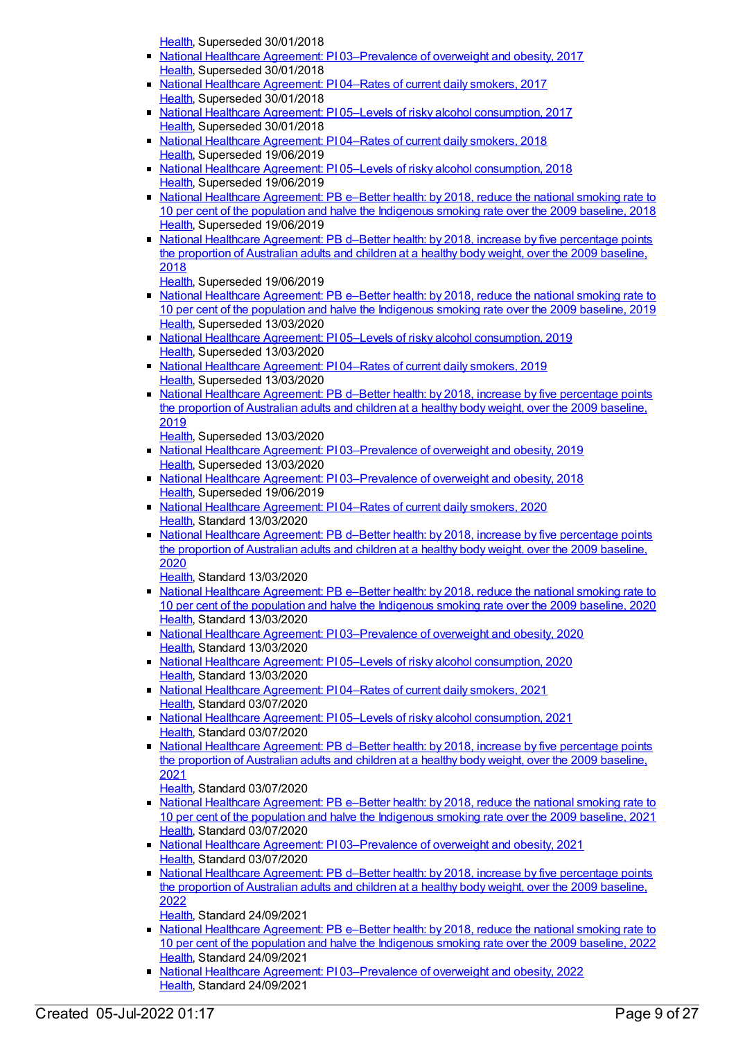Health, Superseded 30/01/2018

- National Healthcare Agreement: PI 03–Prevalence of overweight and obesity, 2017
  Health, Superseded 30/01/2018
- National Healthcare Agreement: PI 04–Rates of current daily smokers, 2017
  Health, Superseded 30/01/2018
- National Healthcare Agreement: PI 05–Levels of risky alcohol consumption, 2017
  Health, Superseded 30/01/2018
- National Healthcare Agreement: PI 04–Rates of current daily smokers, 2018
  Health, Superseded 19/06/2019
- National Healthcare Agreement: PI 05–Levels of risky alcohol consumption, 2018
  Health, Superseded 19/06/2019
- National Healthcare Agreement: PB e–Better health: by 2018, reduce the national smoking rate to 10 per cent of the population and halve the Indigenous smoking rate over the 2009 baseline, 2018
  Health, Superseded 19/06/2019
- National Healthcare Agreement: PB d–Better health: by 2018, increase by five percentage points the proportion of Australian adults and children at a healthy body weight, over the 2009 baseline, 2018
  Health, Superseded 19/06/2019
- National Healthcare Agreement: PB e–Better health: by 2018, reduce the national smoking rate to 10 per cent of the population and halve the Indigenous smoking rate over the 2009 baseline, 2019
  Health, Superseded 13/03/2020
- National Healthcare Agreement: PI 05–Levels of risky alcohol consumption, 2019
  Health, Superseded 13/03/2020
- National Healthcare Agreement: PI 04–Rates of current daily smokers, 2019
  Health, Superseded 13/03/2020
- National Healthcare Agreement: PB d–Better health: by 2018, increase by five percentage points the proportion of Australian adults and children at a healthy body weight, over the 2009 baseline, 2019
  Health, Superseded 13/03/2020
- National Healthcare Agreement: PI 03–Prevalence of overweight and obesity, 2019
  Health, Superseded 13/03/2020
- National Healthcare Agreement: PI 03–Prevalence of overweight and obesity, 2018
  Health, Superseded 19/06/2019
- National Healthcare Agreement: PI 04–Rates of current daily smokers, 2020
  Health, Standard 13/03/2020
- National Healthcare Agreement: PB d–Better health: by 2018, increase by five percentage points the proportion of Australian adults and children at a healthy body weight, over the 2009 baseline, 2020
  Health, Standard 13/03/2020
- National Healthcare Agreement: PB e–Better health: by 2018, reduce the national smoking rate to 10 per cent of the population and halve the Indigenous smoking rate over the 2009 baseline, 2020
  Health, Standard 13/03/2020
- National Healthcare Agreement: PI 03–Prevalence of overweight and obesity, 2020
  Health, Standard 13/03/2020
- National Healthcare Agreement: PI 05–Levels of risky alcohol consumption, 2020
  Health, Standard 13/03/2020
- National Healthcare Agreement: PI 04–Rates of current daily smokers, 2021
  Health, Standard 03/07/2020
- National Healthcare Agreement: PI 05–Levels of risky alcohol consumption, 2021
  Health, Standard 03/07/2020
- National Healthcare Agreement: PB d–Better health: by 2018, increase by five percentage points the proportion of Australian adults and children at a healthy body weight, over the 2009 baseline, 2021
  Health, Standard 03/07/2020
- National Healthcare Agreement: PB e–Better health: by 2018, reduce the national smoking rate to 10 per cent of the population and halve the Indigenous smoking rate over the 2009 baseline, 2021
  Health, Standard 03/07/2020
- National Healthcare Agreement: PI 03–Prevalence of overweight and obesity, 2021
  Health, Standard 03/07/2020
- National Healthcare Agreement: PB d–Better health: by 2018, increase by five percentage points the proportion of Australian adults and children at a healthy body weight, over the 2009 baseline, 2022
  Health, Standard 24/09/2021
- National Healthcare Agreement: PB e–Better health: by 2018, reduce the national smoking rate to 10 per cent of the population and halve the Indigenous smoking rate over the 2009 baseline, 2022
  Health, Standard 24/09/2021
- National Healthcare Agreement: PI 03–Prevalence of overweight and obesity, 2022
  Health, Standard 24/09/2021

Created 05-Jul-2022 01:17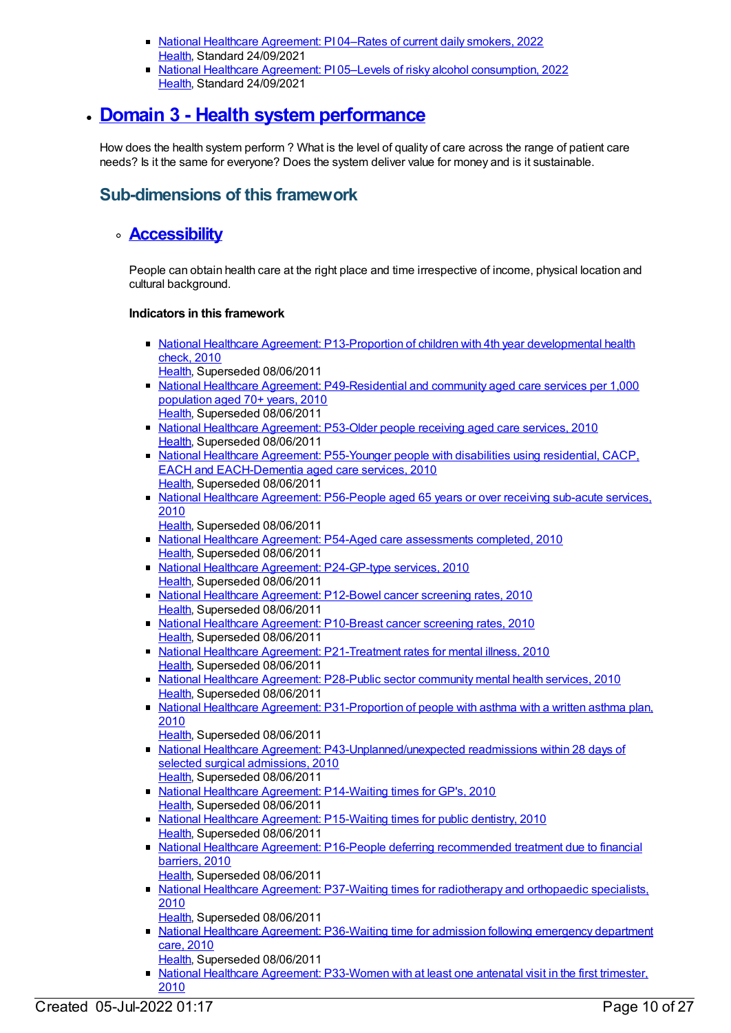- [National Healthcare Agreement: PI 04–Rates of current daily smokers, 2022](#)
  [Health](#), Standard 24/09/2021
- [National Healthcare Agreement: PI 05–Levels of risky alcohol consumption, 2022](#)
  [Health](#), Standard 24/09/2021

- ## [Domain 3 - Health system performance](#)

  How does the health system perform ? What is the level of quality of care across the range of patient care needs? Is it the same for everyone? Does the system deliver value for money and is it sustainable.

  ### Sub-dimensions of this framework

  - #### [Accessibility](#)

    People can obtain health care at the right place and time irrespective of income, physical location and cultural background.

    **Indicators in this framework**

    - [National Healthcare Agreement: P13-Proportion of children with 4th year developmental health check, 2010](#)
      [Health](#), Superseded 08/06/2011
    - [National Healthcare Agreement: P49-Residential and community aged care services per 1,000 population aged 70+ years, 2010](#)
      [Health](#), Superseded 08/06/2011
    - [National Healthcare Agreement: P53-Older people receiving aged care services, 2010](#)
      [Health](#), Superseded 08/06/2011
    - [National Healthcare Agreement: P55-Younger people with disabilities using residential, CACP, EACH and EACH-Dementia aged care services, 2010](#)
      [Health](#), Superseded 08/06/2011
    - [National Healthcare Agreement: P56-People aged 65 years or over receiving sub-acute services, 2010](#)
      [Health](#), Superseded 08/06/2011
    - [National Healthcare Agreement: P54-Aged care assessments completed, 2010](#)
      [Health](#), Superseded 08/06/2011
    - [National Healthcare Agreement: P24-GP-type services, 2010](#)
      [Health](#), Superseded 08/06/2011
    - [National Healthcare Agreement: P12-Bowel cancer screening rates, 2010](#)
      [Health](#), Superseded 08/06/2011
    - [National Healthcare Agreement: P10-Breast cancer screening rates, 2010](#)
      [Health](#), Superseded 08/06/2011
    - [National Healthcare Agreement: P21-Treatment rates for mental illness, 2010](#)
      [Health](#), Superseded 08/06/2011
    - [National Healthcare Agreement: P28-Public sector community mental health services, 2010](#)
      [Health](#), Superseded 08/06/2011
    - [National Healthcare Agreement: P31-Proportion of people with asthma with a written asthma plan, 2010](#)
      [Health](#), Superseded 08/06/2011
    - [National Healthcare Agreement: P43-Unplanned/unexpected readmissions within 28 days of selected surgical admissions, 2010](#)
      [Health](#), Superseded 08/06/2011
    - [National Healthcare Agreement: P14-Waiting times for GP's, 2010](#)
      [Health](#), Superseded 08/06/2011
    - [National Healthcare Agreement: P15-Waiting times for public dentistry, 2010](#)
      [Health](#), Superseded 08/06/2011
    - [National Healthcare Agreement: P16-People deferring recommended treatment due to financial barriers, 2010](#)
      [Health](#), Superseded 08/06/2011
    - [National Healthcare Agreement: P37-Waiting times for radiotherapy and orthopaedic specialists, 2010](#)
      [Health](#), Superseded 08/06/2011
    - [National Healthcare Agreement: P36-Waiting time for admission following emergency department care, 2010](#)
      [Health](#), Superseded 08/06/2011
    - [National Healthcare Agreement: P33-Women with at least one antenatal visit in the first trimester, 2010](#)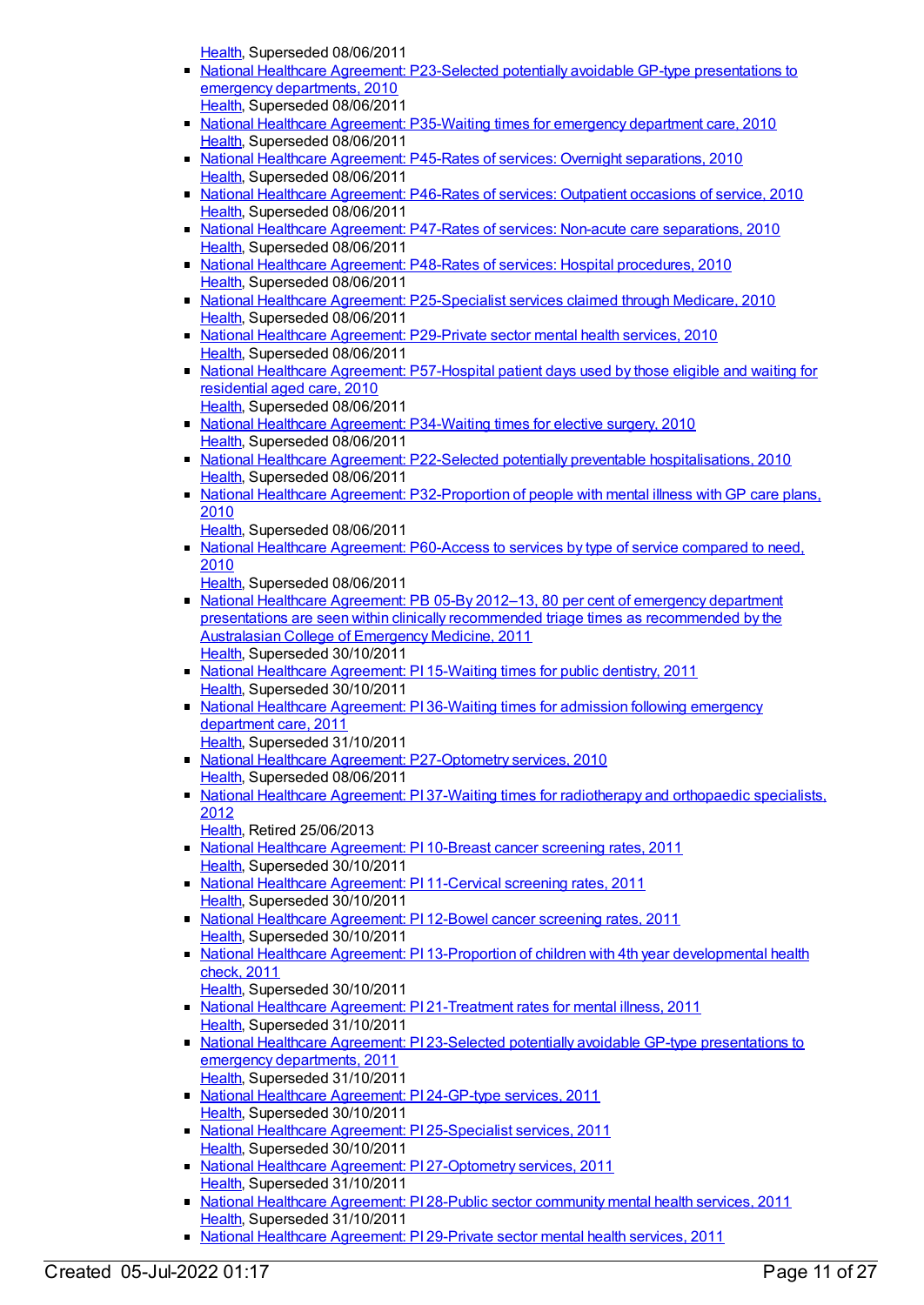Health, Superseded 08/06/2011

- National Healthcare Agreement: P23-Selected potentially avoidable GP-type presentations to emergency departments, 2010
  Health, Superseded 08/06/2011
- National Healthcare Agreement: P35-Waiting times for emergency department care, 2010
  Health, Superseded 08/06/2011
- National Healthcare Agreement: P45-Rates of services: Overnight separations, 2010
  Health, Superseded 08/06/2011
- National Healthcare Agreement: P46-Rates of services: Outpatient occasions of service, 2010
  Health, Superseded 08/06/2011
- National Healthcare Agreement: P47-Rates of services: Non-acute care separations, 2010
  Health, Superseded 08/06/2011
- National Healthcare Agreement: P48-Rates of services: Hospital procedures, 2010
  Health, Superseded 08/06/2011
- National Healthcare Agreement: P25-Specialist services claimed through Medicare, 2010
  Health, Superseded 08/06/2011
- National Healthcare Agreement: P29-Private sector mental health services, 2010
  Health, Superseded 08/06/2011
- National Healthcare Agreement: P57-Hospital patient days used by those eligible and waiting for residential aged care, 2010
  Health, Superseded 08/06/2011
- National Healthcare Agreement: P34-Waiting times for elective surgery, 2010
  Health, Superseded 08/06/2011
- National Healthcare Agreement: P22-Selected potentially preventable hospitalisations, 2010
  Health, Superseded 08/06/2011
- National Healthcare Agreement: P32-Proportion of people with mental illness with GP care plans, 2010
  Health, Superseded 08/06/2011
- National Healthcare Agreement: P60-Access to services by type of service compared to need, 2010
  Health, Superseded 08/06/2011
- National Healthcare Agreement: PB 05-By 2012–13, 80 per cent of emergency department presentations are seen within clinically recommended triage times as recommended by the Australasian College of Emergency Medicine, 2011
  Health, Superseded 30/10/2011
- National Healthcare Agreement: PI 15-Waiting times for public dentistry, 2011
  Health, Superseded 30/10/2011
- National Healthcare Agreement: PI 36-Waiting times for admission following emergency department care, 2011
  Health, Superseded 31/10/2011
- National Healthcare Agreement: P27-Optometry services, 2010
  Health, Superseded 08/06/2011
- National Healthcare Agreement: PI 37-Waiting times for radiotherapy and orthopaedic specialists, 2012
  Health, Retired 25/06/2013
- National Healthcare Agreement: PI 10-Breast cancer screening rates, 2011
  Health, Superseded 30/10/2011
- National Healthcare Agreement: PI 11-Cervical screening rates, 2011
  Health, Superseded 30/10/2011
- National Healthcare Agreement: PI 12-Bowel cancer screening rates, 2011
  Health, Superseded 30/10/2011
- National Healthcare Agreement: PI 13-Proportion of children with 4th year developmental health check, 2011
  Health, Superseded 30/10/2011
- National Healthcare Agreement: PI 21-Treatment rates for mental illness, 2011
  Health, Superseded 31/10/2011
- National Healthcare Agreement: PI 23-Selected potentially avoidable GP-type presentations to emergency departments, 2011
  Health, Superseded 31/10/2011
- National Healthcare Agreement: PI 24-GP-type services, 2011
  Health, Superseded 30/10/2011
- National Healthcare Agreement: PI 25-Specialist services, 2011
  Health, Superseded 30/10/2011
- National Healthcare Agreement: PI 27-Optometry services, 2011
  Health, Superseded 31/10/2011
- National Healthcare Agreement: PI 28-Public sector community mental health services, 2011
  Health, Superseded 31/10/2011
- National Healthcare Agreement: PI 29-Private sector mental health services, 2011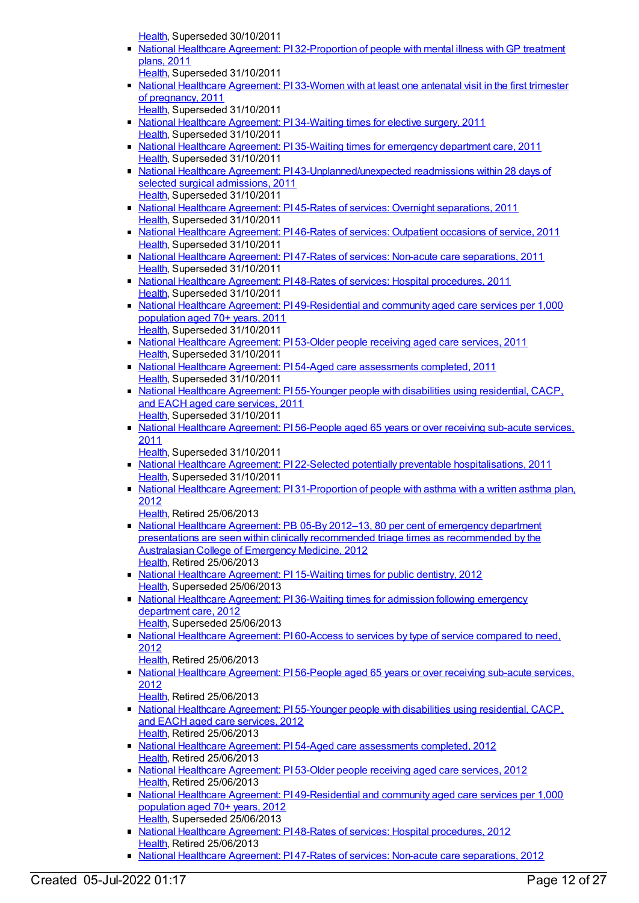Health, Superseded 30/10/2011

- National Healthcare Agreement: PI 32-Proportion of people with mental illness with GP treatment plans, 2011
  Health, Superseded 31/10/2011
- National Healthcare Agreement: PI 33-Women with at least one antenatal visit in the first trimester of pregnancy, 2011
  Health, Superseded 31/10/2011
- National Healthcare Agreement: PI 34-Waiting times for elective surgery, 2011
  Health, Superseded 31/10/2011
- National Healthcare Agreement: PI 35-Waiting times for emergency department care, 2011
  Health, Superseded 31/10/2011
- National Healthcare Agreement: PI 43-Unplanned/unexpected readmissions within 28 days of selected surgical admissions, 2011
  Health, Superseded 31/10/2011
- National Healthcare Agreement: PI 45-Rates of services: Overnight separations, 2011
  Health, Superseded 31/10/2011
- National Healthcare Agreement: PI 46-Rates of services: Outpatient occasions of service, 2011
  Health, Superseded 31/10/2011
- National Healthcare Agreement: PI 47-Rates of services: Non-acute care separations, 2011
  Health, Superseded 31/10/2011
- National Healthcare Agreement: PI 48-Rates of services: Hospital procedures, 2011
  Health, Superseded 31/10/2011
- National Healthcare Agreement: PI 49-Residential and community aged care services per 1,000 population aged 70+ years, 2011
  Health, Superseded 31/10/2011
- National Healthcare Agreement: PI 53-Older people receiving aged care services, 2011
  Health, Superseded 31/10/2011
- National Healthcare Agreement: PI 54-Aged care assessments completed, 2011
  Health, Superseded 31/10/2011
- National Healthcare Agreement: PI 55-Younger people with disabilities using residential, CACP, and EACH aged care services, 2011
  Health, Superseded 31/10/2011
- National Healthcare Agreement: PI 56-People aged 65 years or over receiving sub-acute services, 2011
  Health, Superseded 31/10/2011
- National Healthcare Agreement: PI 22-Selected potentially preventable hospitalisations, 2011
  Health, Superseded 31/10/2011
- National Healthcare Agreement: PI 31-Proportion of people with asthma with a written asthma plan, 2012
  Health, Retired 25/06/2013
- National Healthcare Agreement: PB 05-By 2012–13, 80 per cent of emergency department presentations are seen within clinically recommended triage times as recommended by the Australasian College of Emergency Medicine, 2012
  Health, Retired 25/06/2013
- National Healthcare Agreement: PI 15-Waiting times for public dentistry, 2012
  Health, Superseded 25/06/2013
- National Healthcare Agreement: PI 36-Waiting times for admission following emergency department care, 2012
  Health, Superseded 25/06/2013
- National Healthcare Agreement: PI 60-Access to services by type of service compared to need, 2012
  Health, Retired 25/06/2013
- National Healthcare Agreement: PI 56-People aged 65 years or over receiving sub-acute services, 2012
  Health, Retired 25/06/2013
- National Healthcare Agreement: PI 55-Younger people with disabilities using residential, CACP, and EACH aged care services, 2012
  Health, Retired 25/06/2013
- National Healthcare Agreement: PI 54-Aged care assessments completed, 2012
  Health, Retired 25/06/2013
- National Healthcare Agreement: PI 53-Older people receiving aged care services, 2012
  Health, Retired 25/06/2013
- National Healthcare Agreement: PI 49-Residential and community aged care services per 1,000 population aged 70+ years, 2012
  Health, Superseded 25/06/2013
- National Healthcare Agreement: PI 48-Rates of services: Hospital procedures, 2012
  Health, Retired 25/06/2013
- National Healthcare Agreement: PI 47-Rates of services: Non-acute care separations, 2012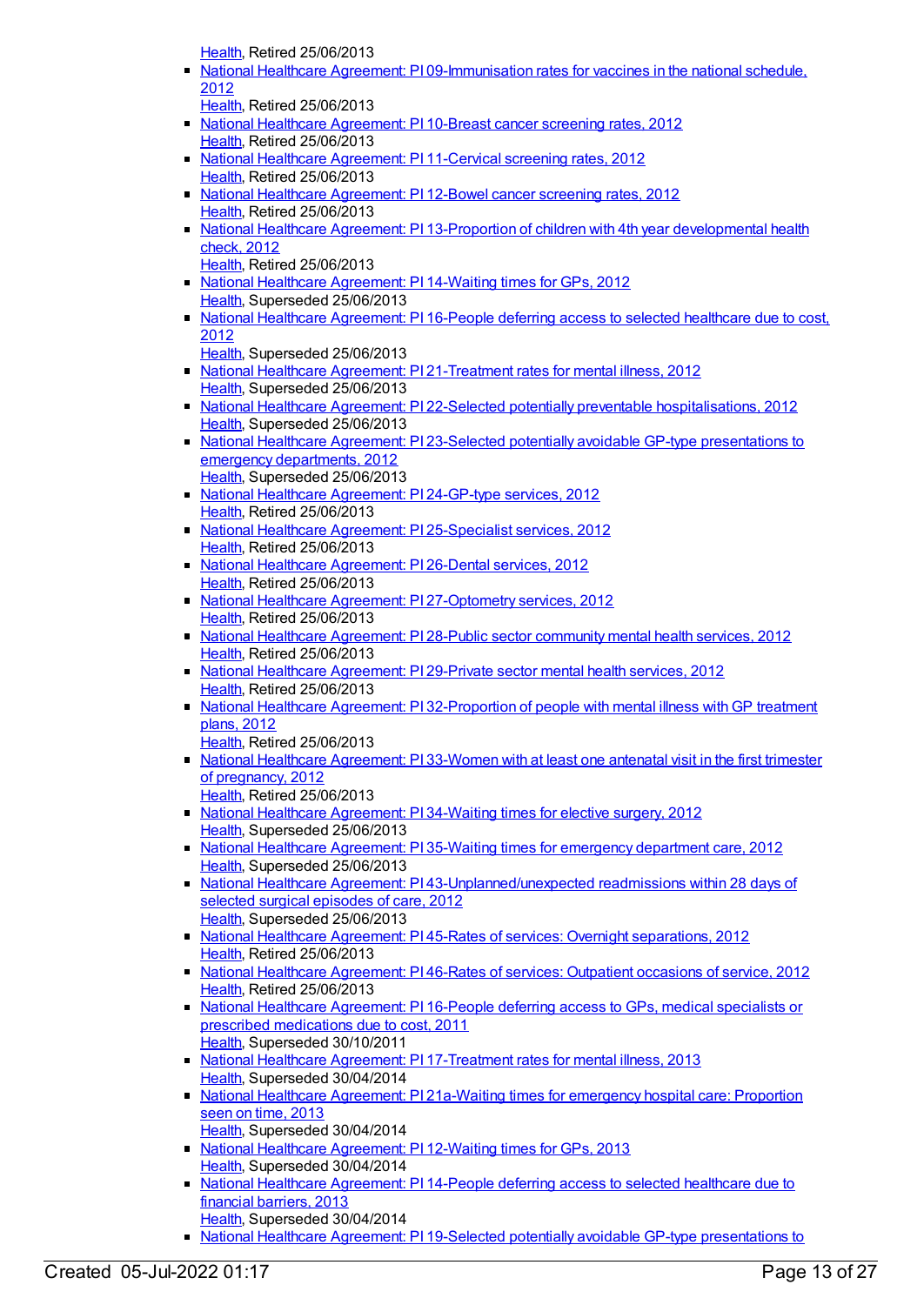Health, Retired 25/06/2013

- National Healthcare Agreement: PI 09-Immunisation rates for vaccines in the national schedule, 2012
  Health, Retired 25/06/2013
- National Healthcare Agreement: PI 10-Breast cancer screening rates, 2012
  Health, Retired 25/06/2013
- National Healthcare Agreement: PI 11-Cervical screening rates, 2012
  Health, Retired 25/06/2013
- National Healthcare Agreement: PI 12-Bowel cancer screening rates, 2012
  Health, Retired 25/06/2013
- National Healthcare Agreement: PI 13-Proportion of children with 4th year developmental health check, 2012
  Health, Retired 25/06/2013
- National Healthcare Agreement: PI 14-Waiting times for GPs, 2012
  Health, Superseded 25/06/2013
- National Healthcare Agreement: PI 16-People deferring access to selected healthcare due to cost, 2012
  Health, Superseded 25/06/2013
- National Healthcare Agreement: PI 21-Treatment rates for mental illness, 2012
  Health, Superseded 25/06/2013
- National Healthcare Agreement: PI 22-Selected potentially preventable hospitalisations, 2012
  Health, Superseded 25/06/2013
- National Healthcare Agreement: PI 23-Selected potentially avoidable GP-type presentations to emergency departments, 2012
  Health, Superseded 25/06/2013
- National Healthcare Agreement: PI 24-GP-type services, 2012
  Health, Retired 25/06/2013
- National Healthcare Agreement: PI 25-Specialist services, 2012
  Health, Retired 25/06/2013
- National Healthcare Agreement: PI 26-Dental services, 2012
  Health, Retired 25/06/2013
- National Healthcare Agreement: PI 27-Optometry services, 2012
  Health, Retired 25/06/2013
- National Healthcare Agreement: PI 28-Public sector community mental health services, 2012
  Health, Retired 25/06/2013
- National Healthcare Agreement: PI 29-Private sector mental health services, 2012
  Health, Retired 25/06/2013
- National Healthcare Agreement: PI 32-Proportion of people with mental illness with GP treatment plans, 2012
  Health, Retired 25/06/2013
- National Healthcare Agreement: PI 33-Women with at least one antenatal visit in the first trimester of pregnancy, 2012
  Health, Retired 25/06/2013
- National Healthcare Agreement: PI 34-Waiting times for elective surgery, 2012
  Health, Superseded 25/06/2013
- National Healthcare Agreement: PI 35-Waiting times for emergency department care, 2012
  Health, Superseded 25/06/2013
- National Healthcare Agreement: PI 43-Unplanned/unexpected readmissions within 28 days of selected surgical episodes of care, 2012
  Health, Superseded 25/06/2013
- National Healthcare Agreement: PI 45-Rates of services: Overnight separations, 2012
  Health, Retired 25/06/2013
- National Healthcare Agreement: PI 46-Rates of services: Outpatient occasions of service, 2012
  Health, Retired 25/06/2013
- National Healthcare Agreement: PI 16-People deferring access to GPs, medical specialists or prescribed medications due to cost, 2011
  Health, Superseded 30/10/2011
- National Healthcare Agreement: PI 17-Treatment rates for mental illness, 2013
  Health, Superseded 30/04/2014
- National Healthcare Agreement: PI 21a-Waiting times for emergency hospital care: Proportion seen on time, 2013
  Health, Superseded 30/04/2014
- National Healthcare Agreement: PI 12-Waiting times for GPs, 2013
  Health, Superseded 30/04/2014
- National Healthcare Agreement: PI 14-People deferring access to selected healthcare due to financial barriers, 2013
  Health, Superseded 30/04/2014
- National Healthcare Agreement: PI 19-Selected potentially avoidable GP-type presentations to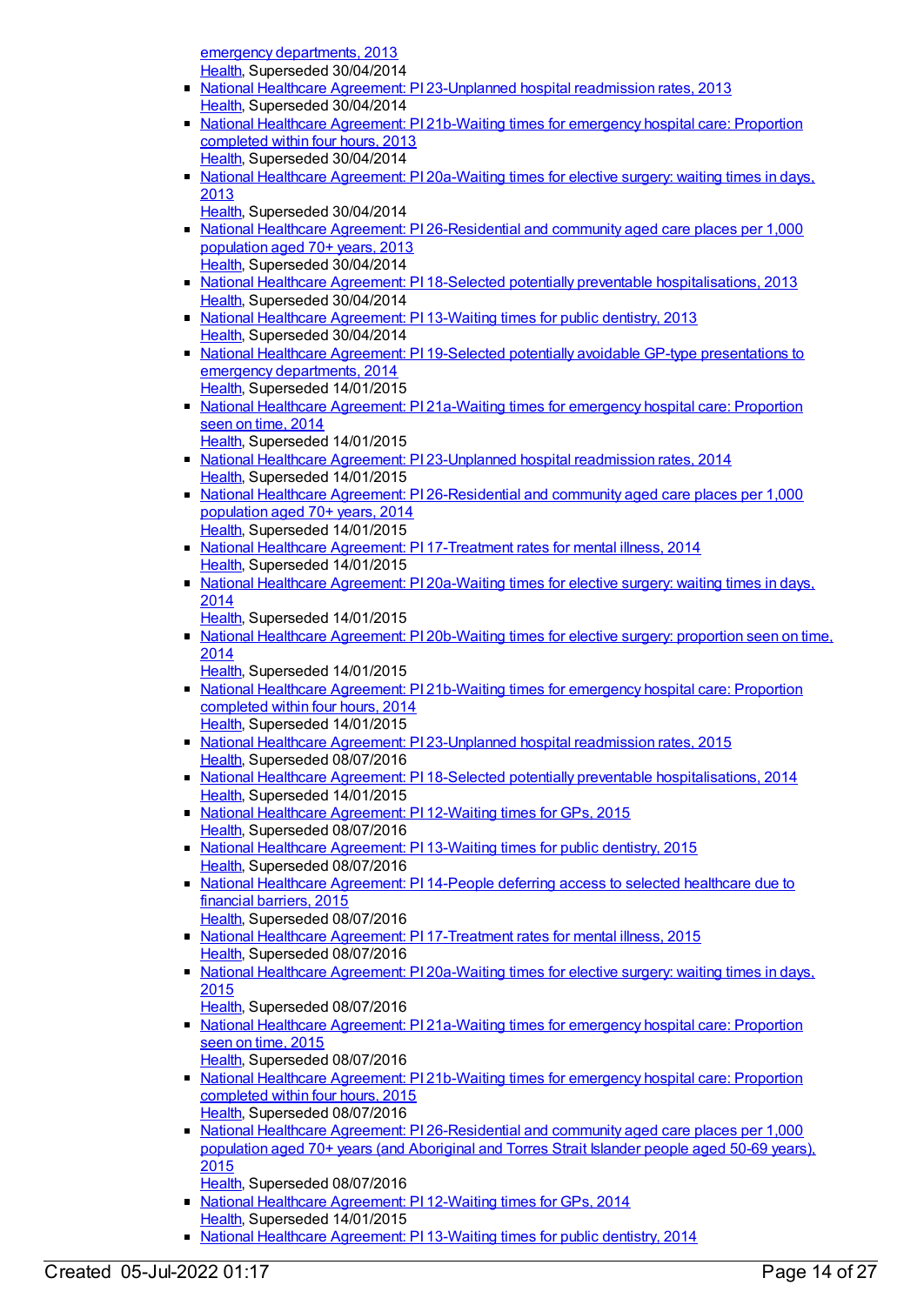emergency departments, 2013
Health, Superseded 30/04/2014

- National Healthcare Agreement: PI 23-Unplanned hospital readmission rates, 2013
Health, Superseded 30/04/2014
- National Healthcare Agreement: PI 21b-Waiting times for emergency hospital care: Proportion completed within four hours, 2013
Health, Superseded 30/04/2014
- National Healthcare Agreement: PI 20a-Waiting times for elective surgery: waiting times in days, 2013
Health, Superseded 30/04/2014
- National Healthcare Agreement: PI 26-Residential and community aged care places per 1,000 population aged 70+ years, 2013
Health, Superseded 30/04/2014
- National Healthcare Agreement: PI 18-Selected potentially preventable hospitalisations, 2013
Health, Superseded 30/04/2014
- National Healthcare Agreement: PI 13-Waiting times for public dentistry, 2013
Health, Superseded 30/04/2014
- National Healthcare Agreement: PI 19-Selected potentially avoidable GP-type presentations to emergency departments, 2014
Health, Superseded 14/01/2015
- National Healthcare Agreement: PI 21a-Waiting times for emergency hospital care: Proportion seen on time, 2014
Health, Superseded 14/01/2015
- National Healthcare Agreement: PI 23-Unplanned hospital readmission rates, 2014
Health, Superseded 14/01/2015
- National Healthcare Agreement: PI 26-Residential and community aged care places per 1,000 population aged 70+ years, 2014
Health, Superseded 14/01/2015
- National Healthcare Agreement: PI 17-Treatment rates for mental illness, 2014
Health, Superseded 14/01/2015
- National Healthcare Agreement: PI 20a-Waiting times for elective surgery: waiting times in days, 2014
Health, Superseded 14/01/2015
- National Healthcare Agreement: PI 20b-Waiting times for elective surgery: proportion seen on time, 2014
Health, Superseded 14/01/2015
- National Healthcare Agreement: PI 21b-Waiting times for emergency hospital care: Proportion completed within four hours, 2014
Health, Superseded 14/01/2015
- National Healthcare Agreement: PI 23-Unplanned hospital readmission rates, 2015
Health, Superseded 08/07/2016
- National Healthcare Agreement: PI 18-Selected potentially preventable hospitalisations, 2014
Health, Superseded 14/01/2015
- National Healthcare Agreement: PI 12-Waiting times for GPs, 2015
Health, Superseded 08/07/2016
- National Healthcare Agreement: PI 13-Waiting times for public dentistry, 2015
Health, Superseded 08/07/2016
- National Healthcare Agreement: PI 14-People deferring access to selected healthcare due to financial barriers, 2015
Health, Superseded 08/07/2016
- National Healthcare Agreement: PI 17-Treatment rates for mental illness, 2015
Health, Superseded 08/07/2016
- National Healthcare Agreement: PI 20a-Waiting times for elective surgery: waiting times in days, 2015
Health, Superseded 08/07/2016
- National Healthcare Agreement: PI 21a-Waiting times for emergency hospital care: Proportion seen on time, 2015
Health, Superseded 08/07/2016
- National Healthcare Agreement: PI 21b-Waiting times for emergency hospital care: Proportion completed within four hours, 2015
Health, Superseded 08/07/2016
- National Healthcare Agreement: PI 26-Residential and community aged care places per 1,000 population aged 70+ years (and Aboriginal and Torres Strait Islander people aged 50-69 years), 2015
Health, Superseded 08/07/2016
- National Healthcare Agreement: PI 12-Waiting times for GPs, 2014
Health, Superseded 14/01/2015
- National Healthcare Agreement: PI 13-Waiting times for public dentistry, 2014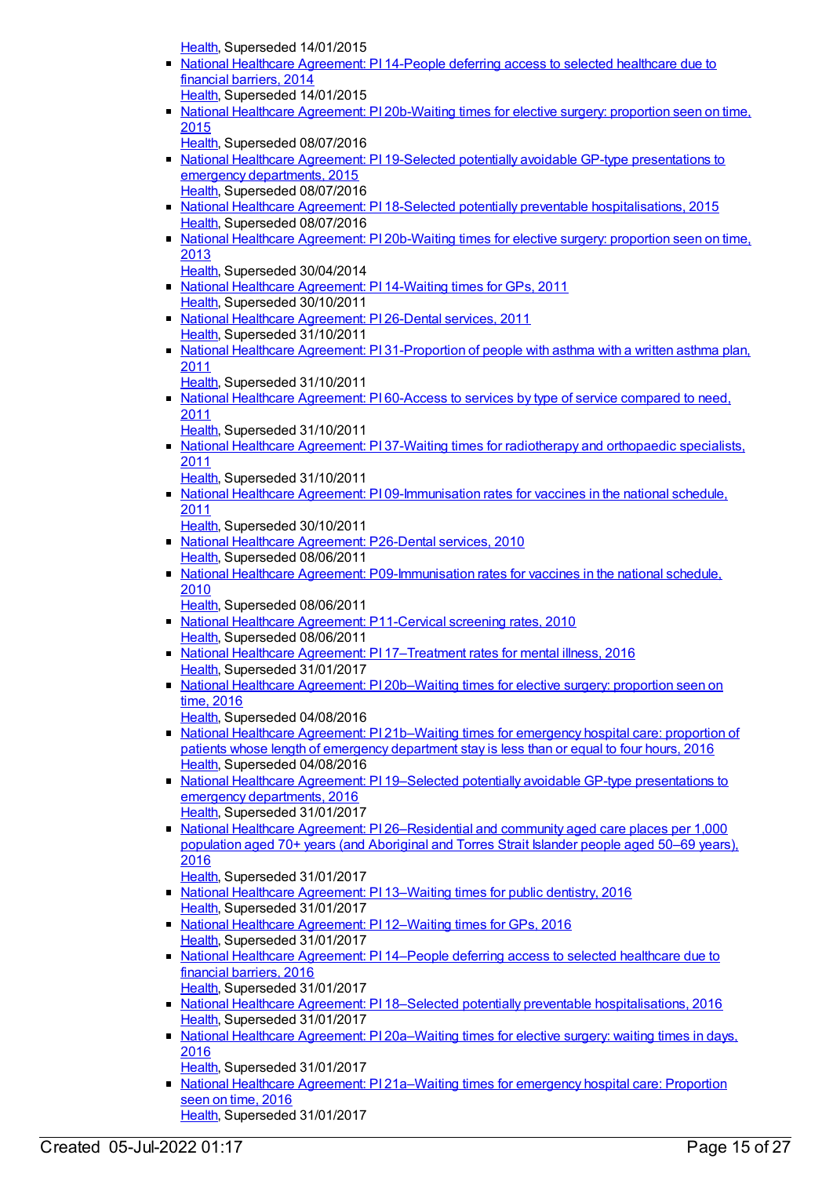Health, Superseded 14/01/2015

- National Healthcare Agreement: PI 14-People deferring access to selected healthcare due to financial barriers, 2014
  Health, Superseded 14/01/2015
- National Healthcare Agreement: PI 20b-Waiting times for elective surgery: proportion seen on time, 2015
  Health, Superseded 08/07/2016
- National Healthcare Agreement: PI 19-Selected potentially avoidable GP-type presentations to emergency departments, 2015
  Health, Superseded 08/07/2016
- National Healthcare Agreement: PI 18-Selected potentially preventable hospitalisations, 2015
  Health, Superseded 08/07/2016
- National Healthcare Agreement: PI 20b-Waiting times for elective surgery: proportion seen on time, 2013
  Health, Superseded 30/04/2014
- National Healthcare Agreement: PI 14-Waiting times for GPs, 2011
  Health, Superseded 30/10/2011
- National Healthcare Agreement: PI 26-Dental services, 2011
  Health, Superseded 31/10/2011
- National Healthcare Agreement: PI 31-Proportion of people with asthma with a written asthma plan, 2011
  Health, Superseded 31/10/2011
- National Healthcare Agreement: PI 60-Access to services by type of service compared to need, 2011
  Health, Superseded 31/10/2011
- National Healthcare Agreement: PI 37-Waiting times for radiotherapy and orthopaedic specialists, 2011
  Health, Superseded 31/10/2011
- National Healthcare Agreement: PI 09-Immunisation rates for vaccines in the national schedule, 2011
  Health, Superseded 30/10/2011
- National Healthcare Agreement: P26-Dental services, 2010
  Health, Superseded 08/06/2011
- National Healthcare Agreement: P09-Immunisation rates for vaccines in the national schedule, 2010
  Health, Superseded 08/06/2011
- National Healthcare Agreement: P11-Cervical screening rates, 2010
  Health, Superseded 08/06/2011
- National Healthcare Agreement: PI 17–Treatment rates for mental illness, 2016
  Health, Superseded 31/01/2017
- National Healthcare Agreement: PI 20b–Waiting times for elective surgery: proportion seen on time, 2016
  Health, Superseded 04/08/2016
- National Healthcare Agreement: PI 21b–Waiting times for emergency hospital care: proportion of patients whose length of emergency department stay is less than or equal to four hours, 2016
  Health, Superseded 04/08/2016
- National Healthcare Agreement: PI 19–Selected potentially avoidable GP-type presentations to emergency departments, 2016
  Health, Superseded 31/01/2017
- National Healthcare Agreement: PI 26–Residential and community aged care places per 1,000 population aged 70+ years (and Aboriginal and Torres Strait Islander people aged 50–69 years), 2016
  Health, Superseded 31/01/2017
- National Healthcare Agreement: PI 13–Waiting times for public dentistry, 2016
  Health, Superseded 31/01/2017
- National Healthcare Agreement: PI 12–Waiting times for GPs, 2016
  Health, Superseded 31/01/2017
- National Healthcare Agreement: PI 14–People deferring access to selected healthcare due to financial barriers, 2016
  Health, Superseded 31/01/2017
- National Healthcare Agreement: PI 18–Selected potentially preventable hospitalisations, 2016
  Health, Superseded 31/01/2017
- National Healthcare Agreement: PI 20a–Waiting times for elective surgery: waiting times in days, 2016
  Health, Superseded 31/01/2017
- National Healthcare Agreement: PI 21a–Waiting times for emergency hospital care: Proportion seen on time, 2016
  Health, Superseded 31/01/2017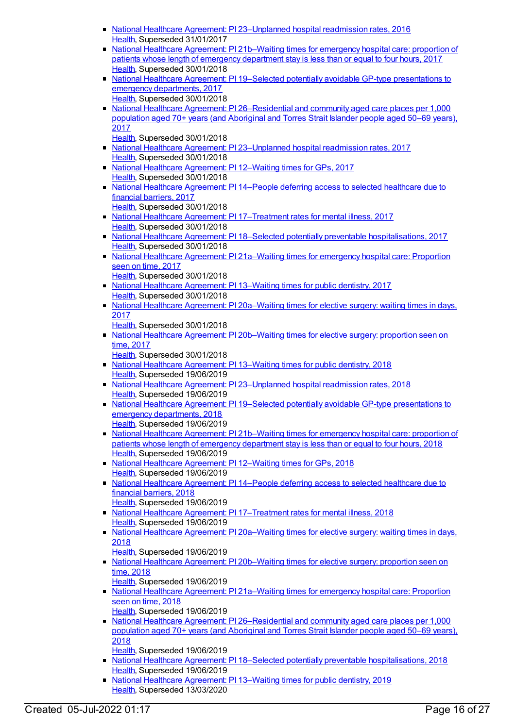- National Healthcare Agreement: PI 23–Unplanned hospital readmission rates, 2016
  Health, Superseded 31/01/2017
- National Healthcare Agreement: PI 21b–Waiting times for emergency hospital care: proportion of patients whose length of emergency department stay is less than or equal to four hours, 2017
  Health, Superseded 30/01/2018
- National Healthcare Agreement: PI 19–Selected potentially avoidable GP-type presentations to emergency departments, 2017
  Health, Superseded 30/01/2018
- National Healthcare Agreement: PI 26–Residential and community aged care places per 1,000 population aged 70+ years (and Aboriginal and Torres Strait Islander people aged 50–69 years), 2017
  Health, Superseded 30/01/2018
- National Healthcare Agreement: PI 23–Unplanned hospital readmission rates, 2017
  Health, Superseded 30/01/2018
- National Healthcare Agreement: PI 12–Waiting times for GPs, 2017
  Health, Superseded 30/01/2018
- National Healthcare Agreement: PI 14–People deferring access to selected healthcare due to financial barriers, 2017
  Health, Superseded 30/01/2018
- National Healthcare Agreement: PI 17–Treatment rates for mental illness, 2017
  Health, Superseded 30/01/2018
- National Healthcare Agreement: PI 18–Selected potentially preventable hospitalisations, 2017
  Health, Superseded 30/01/2018
- National Healthcare Agreement: PI 21a–Waiting times for emergency hospital care: Proportion seen on time, 2017
  Health, Superseded 30/01/2018
- National Healthcare Agreement: PI 13–Waiting times for public dentistry, 2017
  Health, Superseded 30/01/2018
- National Healthcare Agreement: PI 20a–Waiting times for elective surgery: waiting times in days, 2017
  Health, Superseded 30/01/2018
- National Healthcare Agreement: PI 20b–Waiting times for elective surgery: proportion seen on time, 2017
  Health, Superseded 30/01/2018
- National Healthcare Agreement: PI 13–Waiting times for public dentistry, 2018
  Health, Superseded 19/06/2019
- National Healthcare Agreement: PI 23–Unplanned hospital readmission rates, 2018
  Health, Superseded 19/06/2019
- National Healthcare Agreement: PI 19–Selected potentially avoidable GP-type presentations to emergency departments, 2018
  Health, Superseded 19/06/2019
- National Healthcare Agreement: PI 21b–Waiting times for emergency hospital care: proportion of patients whose length of emergency department stay is less than or equal to four hours, 2018
  Health, Superseded 19/06/2019
- National Healthcare Agreement: PI 12–Waiting times for GPs, 2018
  Health, Superseded 19/06/2019
- National Healthcare Agreement: PI 14–People deferring access to selected healthcare due to financial barriers, 2018
  Health, Superseded 19/06/2019
- National Healthcare Agreement: PI 17–Treatment rates for mental illness, 2018
  Health, Superseded 19/06/2019
- National Healthcare Agreement: PI 20a–Waiting times for elective surgery: waiting times in days, 2018
  Health, Superseded 19/06/2019
- National Healthcare Agreement: PI 20b–Waiting times for elective surgery: proportion seen on time, 2018
  Health, Superseded 19/06/2019
- National Healthcare Agreement: PI 21a–Waiting times for emergency hospital care: Proportion seen on time, 2018
  Health, Superseded 19/06/2019
- National Healthcare Agreement: PI 26–Residential and community aged care places per 1,000 population aged 70+ years (and Aboriginal and Torres Strait Islander people aged 50–69 years), 2018
  Health, Superseded 19/06/2019
- National Healthcare Agreement: PI 18–Selected potentially preventable hospitalisations, 2018
  Health, Superseded 19/06/2019
- National Healthcare Agreement: PI 13–Waiting times for public dentistry, 2019
  Health, Superseded 13/03/2020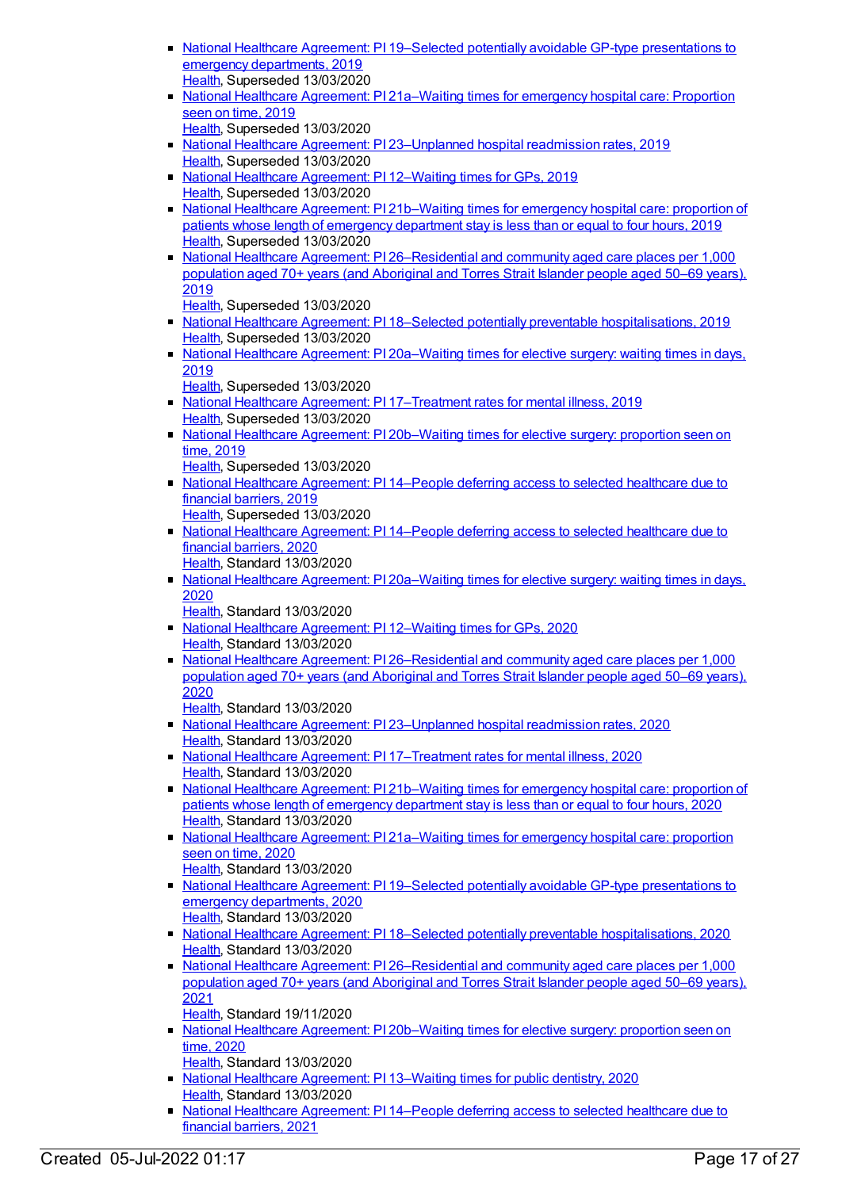- National Healthcare Agreement: PI 19–Selected potentially avoidable GP-type presentations to emergency departments, 2019
  Health, Superseded 13/03/2020
- National Healthcare Agreement: PI 21a–Waiting times for emergency hospital care: Proportion seen on time, 2019
  Health, Superseded 13/03/2020
- National Healthcare Agreement: PI 23–Unplanned hospital readmission rates, 2019
  Health, Superseded 13/03/2020
- National Healthcare Agreement: PI 12–Waiting times for GPs, 2019
  Health, Superseded 13/03/2020
- National Healthcare Agreement: PI 21b–Waiting times for emergency hospital care: proportion of patients whose length of emergency department stay is less than or equal to four hours, 2019
  Health, Superseded 13/03/2020
- National Healthcare Agreement: PI 26–Residential and community aged care places per 1,000 population aged 70+ years (and Aboriginal and Torres Strait Islander people aged 50–69 years), 2019
  Health, Superseded 13/03/2020
- National Healthcare Agreement: PI 18–Selected potentially preventable hospitalisations, 2019
  Health, Superseded 13/03/2020
- National Healthcare Agreement: PI 20a–Waiting times for elective surgery: waiting times in days, 2019
  Health, Superseded 13/03/2020
- National Healthcare Agreement: PI 17–Treatment rates for mental illness, 2019
  Health, Superseded 13/03/2020
- National Healthcare Agreement: PI 20b–Waiting times for elective surgery: proportion seen on time, 2019
  Health, Superseded 13/03/2020
- National Healthcare Agreement: PI 14–People deferring access to selected healthcare due to financial barriers, 2019
  Health, Superseded 13/03/2020
- National Healthcare Agreement: PI 14–People deferring access to selected healthcare due to financial barriers, 2020
  Health, Standard 13/03/2020
- National Healthcare Agreement: PI 20a–Waiting times for elective surgery: waiting times in days, 2020
  Health, Standard 13/03/2020
- National Healthcare Agreement: PI 12–Waiting times for GPs, 2020
  Health, Standard 13/03/2020
- National Healthcare Agreement: PI 26–Residential and community aged care places per 1,000 population aged 70+ years (and Aboriginal and Torres Strait Islander people aged 50–69 years), 2020
  Health, Standard 13/03/2020
- National Healthcare Agreement: PI 23–Unplanned hospital readmission rates, 2020
  Health, Standard 13/03/2020
- National Healthcare Agreement: PI 17–Treatment rates for mental illness, 2020
  Health, Standard 13/03/2020
- National Healthcare Agreement: PI 21b–Waiting times for emergency hospital care: proportion of patients whose length of emergency department stay is less than or equal to four hours, 2020
  Health, Standard 13/03/2020
- National Healthcare Agreement: PI 21a–Waiting times for emergency hospital care: proportion seen on time, 2020
  Health, Standard 13/03/2020
- National Healthcare Agreement: PI 19–Selected potentially avoidable GP-type presentations to emergency departments, 2020
  Health, Standard 13/03/2020
- National Healthcare Agreement: PI 18–Selected potentially preventable hospitalisations, 2020
  Health, Standard 13/03/2020
- National Healthcare Agreement: PI 26–Residential and community aged care places per 1,000 population aged 70+ years (and Aboriginal and Torres Strait Islander people aged 50–69 years), 2021
  Health, Standard 19/11/2020
- National Healthcare Agreement: PI 20b–Waiting times for elective surgery: proportion seen on time, 2020
  Health, Standard 13/03/2020
- National Healthcare Agreement: PI 13–Waiting times for public dentistry, 2020
  Health, Standard 13/03/2020
- National Healthcare Agreement: PI 14–People deferring access to selected healthcare due to financial barriers, 2021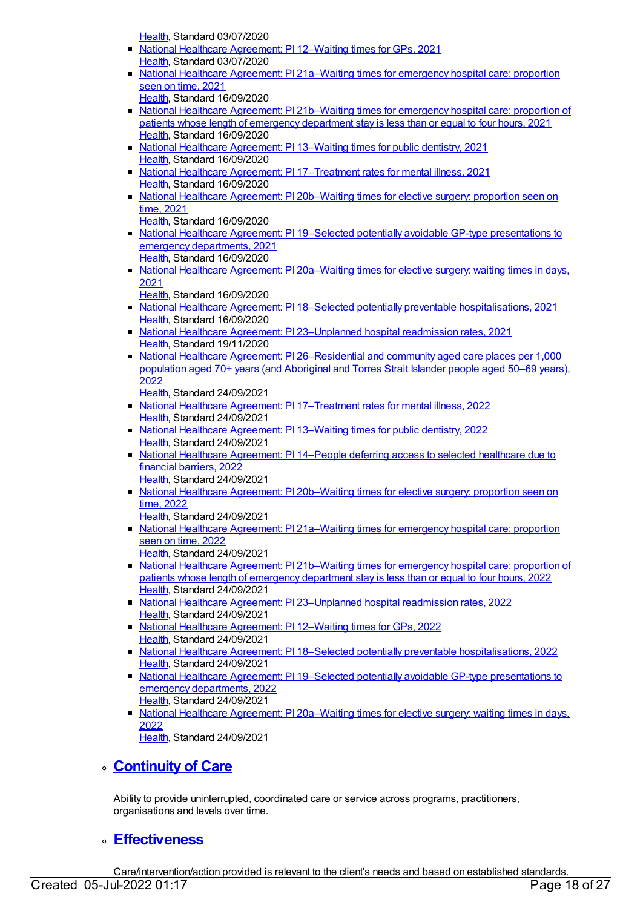Health, Standard 03/07/2020

- National Healthcare Agreement: PI 12–Waiting times for GPs, 2021
  Health, Standard 03/07/2020
- National Healthcare Agreement: PI 21a–Waiting times for emergency hospital care: proportion seen on time, 2021
  Health, Standard 16/09/2020
- National Healthcare Agreement: PI 21b–Waiting times for emergency hospital care: proportion of patients whose length of emergency department stay is less than or equal to four hours, 2021
  Health, Standard 16/09/2020
- National Healthcare Agreement: PI 13–Waiting times for public dentistry, 2021
  Health, Standard 16/09/2020
- National Healthcare Agreement: PI 17–Treatment rates for mental illness, 2021
  Health, Standard 16/09/2020
- National Healthcare Agreement: PI 20b–Waiting times for elective surgery: proportion seen on time, 2021
  Health, Standard 16/09/2020
- National Healthcare Agreement: PI 19–Selected potentially avoidable GP-type presentations to emergency departments, 2021
  Health, Standard 16/09/2020
- National Healthcare Agreement: PI 20a–Waiting times for elective surgery: waiting times in days, 2021
  Health, Standard 16/09/2020
- National Healthcare Agreement: PI 18–Selected potentially preventable hospitalisations, 2021
  Health, Standard 16/09/2020
- National Healthcare Agreement: PI 23–Unplanned hospital readmission rates, 2021
  Health, Standard 19/11/2020
- National Healthcare Agreement: PI 26–Residential and community aged care places per 1,000 population aged 70+ years (and Aboriginal and Torres Strait Islander people aged 50–69 years), 2022
  Health, Standard 24/09/2021
- National Healthcare Agreement: PI 17–Treatment rates for mental illness, 2022
  Health, Standard 24/09/2021
- National Healthcare Agreement: PI 13–Waiting times for public dentistry, 2022
  Health, Standard 24/09/2021
- National Healthcare Agreement: PI 14–People deferring access to selected healthcare due to financial barriers, 2022
  Health, Standard 24/09/2021
- National Healthcare Agreement: PI 20b–Waiting times for elective surgery: proportion seen on time, 2022
  Health, Standard 24/09/2021
- National Healthcare Agreement: PI 21a–Waiting times for emergency hospital care: proportion seen on time, 2022
  Health, Standard 24/09/2021
- National Healthcare Agreement: PI 21b–Waiting times for emergency hospital care: proportion of patients whose length of emergency department stay is less than or equal to four hours, 2022
  Health, Standard 24/09/2021
- National Healthcare Agreement: PI 23–Unplanned hospital readmission rates, 2022
  Health, Standard 24/09/2021
- National Healthcare Agreement: PI 12–Waiting times for GPs, 2022
  Health, Standard 24/09/2021
- National Healthcare Agreement: PI 18–Selected potentially preventable hospitalisations, 2022
  Health, Standard 24/09/2021
- National Healthcare Agreement: PI 19–Selected potentially avoidable GP-type presentations to emergency departments, 2022
  Health, Standard 24/09/2021
- National Healthcare Agreement: PI 20a–Waiting times for elective surgery: waiting times in days, 2022
  Health, Standard 24/09/2021

## Continuity of Care

Ability to provide uninterrupted, coordinated care or service across programs, practitioners, organisations and levels over time.

## Effectiveness

Care/intervention/action provided is relevant to the client's needs and based on established standards.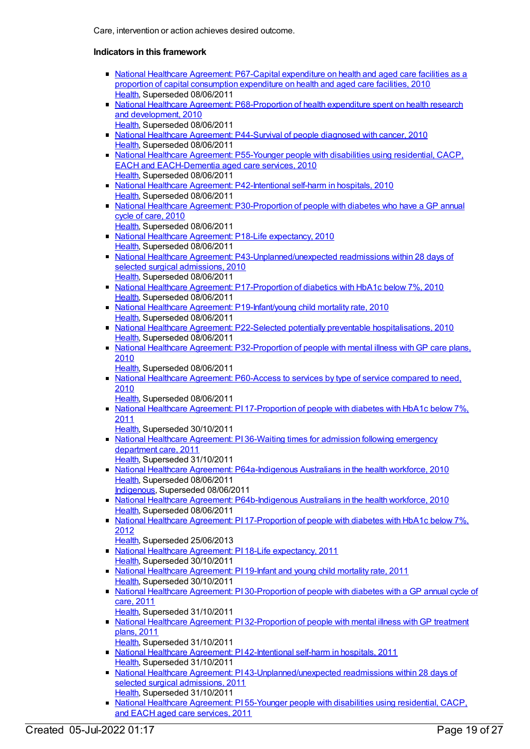Care, intervention or action achieves desired outcome.

**Indicators in this framework**

- National Healthcare Agreement: P67-Capital expenditure on health and aged care facilities as a proportion of capital consumption expenditure on health and aged care facilities, 2010
  Health, Superseded 08/06/2011
- National Healthcare Agreement: P68-Proportion of health expenditure spent on health research and development, 2010
  Health, Superseded 08/06/2011
- National Healthcare Agreement: P44-Survival of people diagnosed with cancer, 2010
  Health, Superseded 08/06/2011
- National Healthcare Agreement: P55-Younger people with disabilities using residential, CACP, EACH and EACH-Dementia aged care services, 2010
  Health, Superseded 08/06/2011
- National Healthcare Agreement: P42-Intentional self-harm in hospitals, 2010
  Health, Superseded 08/06/2011
- National Healthcare Agreement: P30-Proportion of people with diabetes who have a GP annual cycle of care, 2010
  Health, Superseded 08/06/2011
- National Healthcare Agreement: P18-Life expectancy, 2010
  Health, Superseded 08/06/2011
- National Healthcare Agreement: P43-Unplanned/unexpected readmissions within 28 days of selected surgical admissions, 2010
  Health, Superseded 08/06/2011
- National Healthcare Agreement: P17-Proportion of diabetics with HbA1c below 7%, 2010
  Health, Superseded 08/06/2011
- National Healthcare Agreement: P19-Infant/young child mortality rate, 2010
  Health, Superseded 08/06/2011
- National Healthcare Agreement: P22-Selected potentially preventable hospitalisations, 2010
  Health, Superseded 08/06/2011
- National Healthcare Agreement: P32-Proportion of people with mental illness with GP care plans, 2010
  Health, Superseded 08/06/2011
- National Healthcare Agreement: P60-Access to services by type of service compared to need, 2010
  Health, Superseded 08/06/2011
- National Healthcare Agreement: PI 17-Proportion of people with diabetes with HbA1c below 7%, 2011
  Health, Superseded 30/10/2011
- National Healthcare Agreement: PI 36-Waiting times for admission following emergency department care, 2011
  Health, Superseded 31/10/2011
- National Healthcare Agreement: P64a-Indigenous Australians in the health workforce, 2010
  Health, Superseded 08/06/2011
  Indigenous, Superseded 08/06/2011
- National Healthcare Agreement: P64b-Indigenous Australians in the health workforce, 2010
  Health, Superseded 08/06/2011
- National Healthcare Agreement: PI 17-Proportion of people with diabetes with HbA1c below 7%, 2012
  Health, Superseded 25/06/2013
- National Healthcare Agreement: PI 18-Life expectancy, 2011
  Health, Superseded 30/10/2011
- National Healthcare Agreement: PI 19-Infant and young child mortality rate, 2011
  Health, Superseded 30/10/2011
- National Healthcare Agreement: PI 30-Proportion of people with diabetes with a GP annual cycle of care, 2011
  Health, Superseded 31/10/2011
- National Healthcare Agreement: PI 32-Proportion of people with mental illness with GP treatment plans, 2011
  Health, Superseded 31/10/2011
- National Healthcare Agreement: PI 42-Intentional self-harm in hospitals, 2011
  Health, Superseded 31/10/2011
- National Healthcare Agreement: PI 43-Unplanned/unexpected readmissions within 28 days of selected surgical admissions, 2011
  Health, Superseded 31/10/2011
- National Healthcare Agreement: PI 55-Younger people with disabilities using residential, CACP, and EACH aged care services, 2011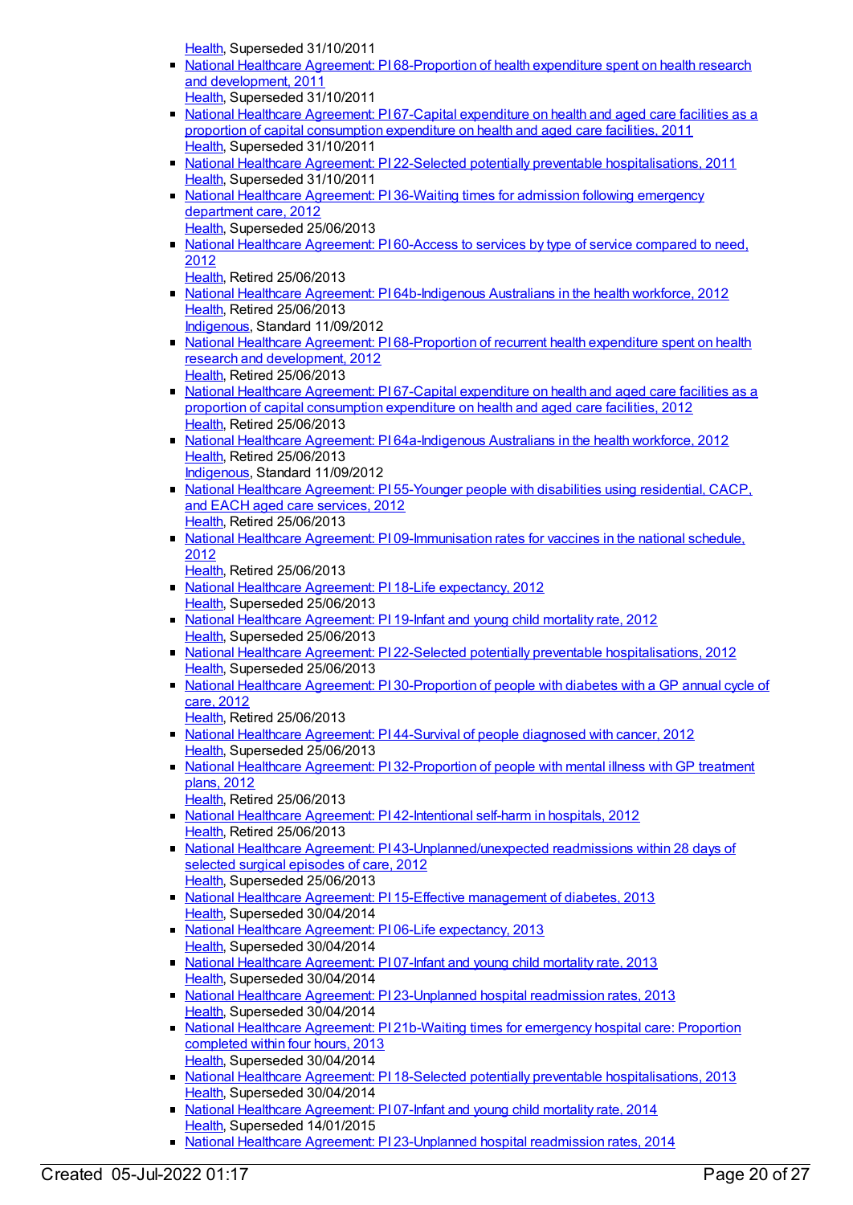Health, Superseded 31/10/2011

- National Healthcare Agreement: PI 68-Proportion of health expenditure spent on health research and development, 2011
  Health, Superseded 31/10/2011
- National Healthcare Agreement: PI 67-Capital expenditure on health and aged care facilities as a proportion of capital consumption expenditure on health and aged care facilities, 2011
  Health, Superseded 31/10/2011
- National Healthcare Agreement: PI 22-Selected potentially preventable hospitalisations, 2011
  Health, Superseded 31/10/2011
- National Healthcare Agreement: PI 36-Waiting times for admission following emergency department care, 2012
  Health, Superseded 25/06/2013
- National Healthcare Agreement: PI 60-Access to services by type of service compared to need, 2012
  Health, Retired 25/06/2013
- National Healthcare Agreement: PI 64b-Indigenous Australians in the health workforce, 2012
  Health, Retired 25/06/2013
  Indigenous, Standard 11/09/2012
- National Healthcare Agreement: PI 68-Proportion of recurrent health expenditure spent on health research and development, 2012
  Health, Retired 25/06/2013
- National Healthcare Agreement: PI 67-Capital expenditure on health and aged care facilities as a proportion of capital consumption expenditure on health and aged care facilities, 2012
  Health, Retired 25/06/2013
- National Healthcare Agreement: PI 64a-Indigenous Australians in the health workforce, 2012
  Health, Retired 25/06/2013
  Indigenous, Standard 11/09/2012
- National Healthcare Agreement: PI 55-Younger people with disabilities using residential, CACP, and EACH aged care services, 2012
  Health, Retired 25/06/2013
- National Healthcare Agreement: PI 09-Immunisation rates for vaccines in the national schedule, 2012
  Health, Retired 25/06/2013
- National Healthcare Agreement: PI 18-Life expectancy, 2012
  Health, Superseded 25/06/2013
- National Healthcare Agreement: PI 19-Infant and young child mortality rate, 2012
  Health, Superseded 25/06/2013
- National Healthcare Agreement: PI 22-Selected potentially preventable hospitalisations, 2012
  Health, Superseded 25/06/2013
- National Healthcare Agreement: PI 30-Proportion of people with diabetes with a GP annual cycle of care, 2012
  Health, Retired 25/06/2013
- National Healthcare Agreement: PI 44-Survival of people diagnosed with cancer, 2012
  Health, Superseded 25/06/2013
- National Healthcare Agreement: PI 32-Proportion of people with mental illness with GP treatment plans, 2012
  Health, Retired 25/06/2013
- National Healthcare Agreement: PI 42-Intentional self-harm in hospitals, 2012
  Health, Retired 25/06/2013
- National Healthcare Agreement: PI 43-Unplanned/unexpected readmissions within 28 days of selected surgical episodes of care, 2012
  Health, Superseded 25/06/2013
- National Healthcare Agreement: PI 15-Effective management of diabetes, 2013
  Health, Superseded 30/04/2014
- National Healthcare Agreement: PI 06-Life expectancy, 2013
  Health, Superseded 30/04/2014
- National Healthcare Agreement: PI 07-Infant and young child mortality rate, 2013
  Health, Superseded 30/04/2014
- National Healthcare Agreement: PI 23-Unplanned hospital readmission rates, 2013
  Health, Superseded 30/04/2014
- National Healthcare Agreement: PI 21b-Waiting times for emergency hospital care: Proportion completed within four hours, 2013
  Health, Superseded 30/04/2014
- National Healthcare Agreement: PI 18-Selected potentially preventable hospitalisations, 2013
  Health, Superseded 30/04/2014
- National Healthcare Agreement: PI 07-Infant and young child mortality rate, 2014
  Health, Superseded 14/01/2015
- National Healthcare Agreement: PI 23-Unplanned hospital readmission rates, 2014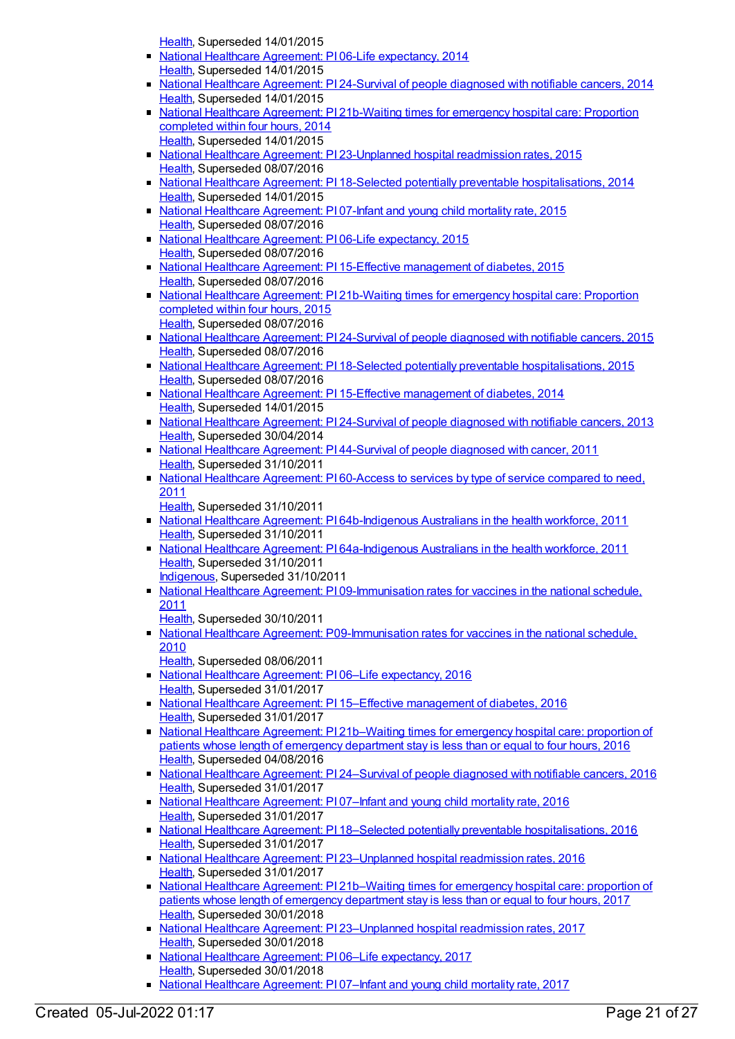Health, Superseded 14/01/2015

- National Healthcare Agreement: PI 06-Life expectancy, 2014
  Health, Superseded 14/01/2015
- National Healthcare Agreement: PI 24-Survival of people diagnosed with notifiable cancers, 2014
  Health, Superseded 14/01/2015
- National Healthcare Agreement: PI 21b-Waiting times for emergency hospital care: Proportion completed within four hours, 2014
  Health, Superseded 14/01/2015
- National Healthcare Agreement: PI 23-Unplanned hospital readmission rates, 2015
  Health, Superseded 08/07/2016
- National Healthcare Agreement: PI 18-Selected potentially preventable hospitalisations, 2014
  Health, Superseded 14/01/2015
- National Healthcare Agreement: PI 07-Infant and young child mortality rate, 2015
  Health, Superseded 08/07/2016
- National Healthcare Agreement: PI 06-Life expectancy, 2015
  Health, Superseded 08/07/2016
- National Healthcare Agreement: PI 15-Effective management of diabetes, 2015
  Health, Superseded 08/07/2016
- National Healthcare Agreement: PI 21b-Waiting times for emergency hospital care: Proportion completed within four hours, 2015
  Health, Superseded 08/07/2016
- National Healthcare Agreement: PI 24-Survival of people diagnosed with notifiable cancers, 2015
  Health, Superseded 08/07/2016
- National Healthcare Agreement: PI 18-Selected potentially preventable hospitalisations, 2015
  Health, Superseded 08/07/2016
- National Healthcare Agreement: PI 15-Effective management of diabetes, 2014
  Health, Superseded 14/01/2015
- National Healthcare Agreement: PI 24-Survival of people diagnosed with notifiable cancers, 2013
  Health, Superseded 30/04/2014
- National Healthcare Agreement: PI 44-Survival of people diagnosed with cancer, 2011
  Health, Superseded 31/10/2011
- National Healthcare Agreement: PI 60-Access to services by type of service compared to need, 2011
  Health, Superseded 31/10/2011
- National Healthcare Agreement: PI 64b-Indigenous Australians in the health workforce, 2011
  Health, Superseded 31/10/2011
- National Healthcare Agreement: PI 64a-Indigenous Australians in the health workforce, 2011
  Health, Superseded 31/10/2011
  Indigenous, Superseded 31/10/2011
- National Healthcare Agreement: PI 09-Immunisation rates for vaccines in the national schedule, 2011
  Health, Superseded 30/10/2011
- National Healthcare Agreement: P09-Immunisation rates for vaccines in the national schedule, 2010
  Health, Superseded 08/06/2011
- National Healthcare Agreement: PI 06–Life expectancy, 2016
  Health, Superseded 31/01/2017
- National Healthcare Agreement: PI 15–Effective management of diabetes, 2016
  Health, Superseded 31/01/2017
- National Healthcare Agreement: PI 21b–Waiting times for emergency hospital care: proportion of patients whose length of emergency department stay is less than or equal to four hours, 2016
  Health, Superseded 04/08/2016
- National Healthcare Agreement: PI 24–Survival of people diagnosed with notifiable cancers, 2016
  Health, Superseded 31/01/2017
- National Healthcare Agreement: PI 07–Infant and young child mortality rate, 2016
  Health, Superseded 31/01/2017
- National Healthcare Agreement: PI 18–Selected potentially preventable hospitalisations, 2016
  Health, Superseded 31/01/2017
- National Healthcare Agreement: PI 23–Unplanned hospital readmission rates, 2016
  Health, Superseded 31/01/2017
- National Healthcare Agreement: PI 21b–Waiting times for emergency hospital care: proportion of patients whose length of emergency department stay is less than or equal to four hours, 2017
  Health, Superseded 30/01/2018
- National Healthcare Agreement: PI 23–Unplanned hospital readmission rates, 2017
  Health, Superseded 30/01/2018
- National Healthcare Agreement: PI 06–Life expectancy, 2017
  Health, Superseded 30/01/2018
- National Healthcare Agreement: PI 07–Infant and young child mortality rate, 2017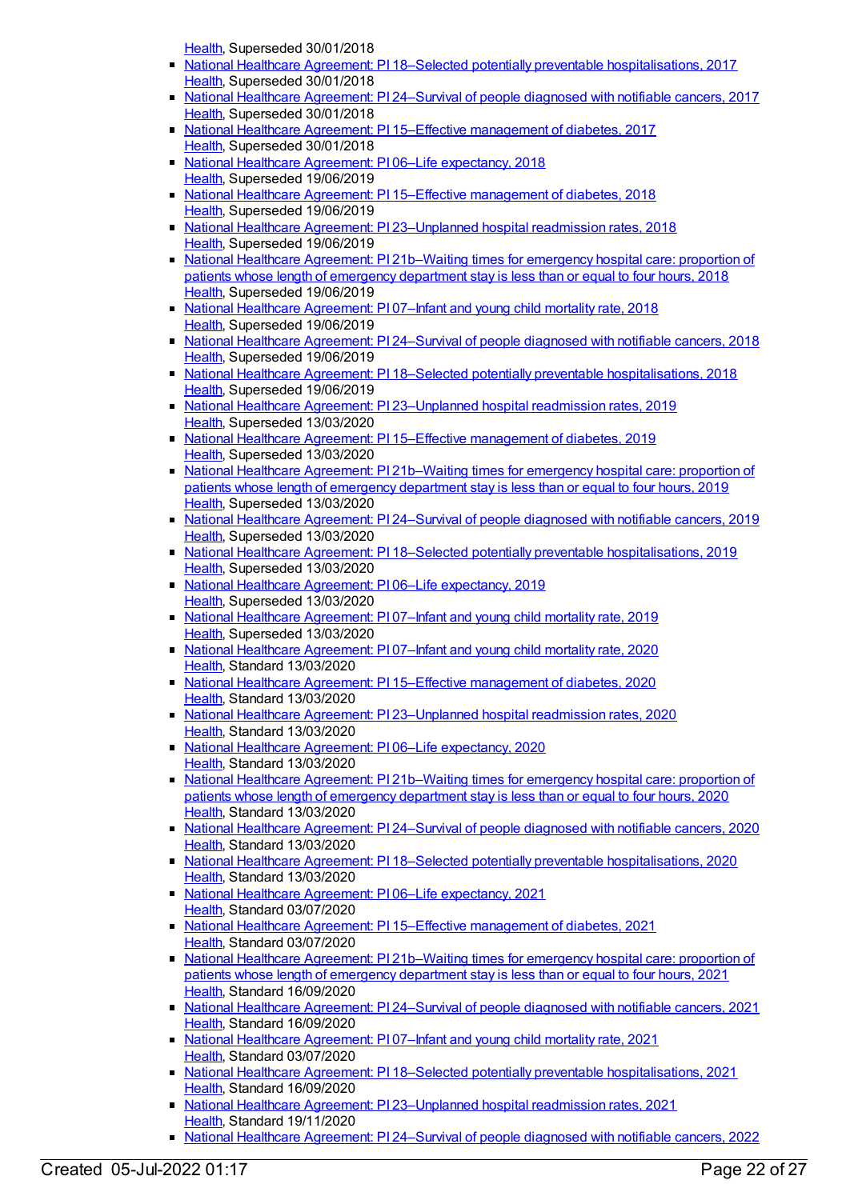Health, Superseded 30/01/2018

- National Healthcare Agreement: PI 18–Selected potentially preventable hospitalisations, 2017
  Health, Superseded 30/01/2018
- National Healthcare Agreement: PI 24–Survival of people diagnosed with notifiable cancers, 2017
  Health, Superseded 30/01/2018
- National Healthcare Agreement: PI 15–Effective management of diabetes, 2017
  Health, Superseded 30/01/2018
- National Healthcare Agreement: PI 06–Life expectancy, 2018
  Health, Superseded 19/06/2019
- National Healthcare Agreement: PI 15–Effective management of diabetes, 2018
  Health, Superseded 19/06/2019
- National Healthcare Agreement: PI 23–Unplanned hospital readmission rates, 2018
  Health, Superseded 19/06/2019
- National Healthcare Agreement: PI 21b–Waiting times for emergency hospital care: proportion of patients whose length of emergency department stay is less than or equal to four hours, 2018
  Health, Superseded 19/06/2019
- National Healthcare Agreement: PI 07–Infant and young child mortality rate, 2018
  Health, Superseded 19/06/2019
- National Healthcare Agreement: PI 24–Survival of people diagnosed with notifiable cancers, 2018
  Health, Superseded 19/06/2019
- National Healthcare Agreement: PI 18–Selected potentially preventable hospitalisations, 2018
  Health, Superseded 19/06/2019
- National Healthcare Agreement: PI 23–Unplanned hospital readmission rates, 2019
  Health, Superseded 13/03/2020
- National Healthcare Agreement: PI 15–Effective management of diabetes, 2019
  Health, Superseded 13/03/2020
- National Healthcare Agreement: PI 21b–Waiting times for emergency hospital care: proportion of patients whose length of emergency department stay is less than or equal to four hours, 2019
  Health, Superseded 13/03/2020
- National Healthcare Agreement: PI 24–Survival of people diagnosed with notifiable cancers, 2019
  Health, Superseded 13/03/2020
- National Healthcare Agreement: PI 18–Selected potentially preventable hospitalisations, 2019
  Health, Superseded 13/03/2020
- National Healthcare Agreement: PI 06–Life expectancy, 2019
  Health, Superseded 13/03/2020
- National Healthcare Agreement: PI 07–Infant and young child mortality rate, 2019
  Health, Superseded 13/03/2020
- National Healthcare Agreement: PI 07–Infant and young child mortality rate, 2020
  Health, Standard 13/03/2020
- National Healthcare Agreement: PI 15–Effective management of diabetes, 2020
  Health, Standard 13/03/2020
- National Healthcare Agreement: PI 23–Unplanned hospital readmission rates, 2020
  Health, Standard 13/03/2020
- National Healthcare Agreement: PI 06–Life expectancy, 2020
  Health, Standard 13/03/2020
- National Healthcare Agreement: PI 21b–Waiting times for emergency hospital care: proportion of patients whose length of emergency department stay is less than or equal to four hours, 2020
  Health, Standard 13/03/2020
- National Healthcare Agreement: PI 24–Survival of people diagnosed with notifiable cancers, 2020
  Health, Standard 13/03/2020
- National Healthcare Agreement: PI 18–Selected potentially preventable hospitalisations, 2020
  Health, Standard 13/03/2020
- National Healthcare Agreement: PI 06–Life expectancy, 2021
  Health, Standard 03/07/2020
- National Healthcare Agreement: PI 15–Effective management of diabetes, 2021
  Health, Standard 03/07/2020
- National Healthcare Agreement: PI 21b–Waiting times for emergency hospital care: proportion of patients whose length of emergency department stay is less than or equal to four hours, 2021
  Health, Standard 16/09/2020
- National Healthcare Agreement: PI 24–Survival of people diagnosed with notifiable cancers, 2021
  Health, Standard 16/09/2020
- National Healthcare Agreement: PI 07–Infant and young child mortality rate, 2021
  Health, Standard 03/07/2020
- National Healthcare Agreement: PI 18–Selected potentially preventable hospitalisations, 2021
  Health, Standard 16/09/2020
- National Healthcare Agreement: PI 23–Unplanned hospital readmission rates, 2021
  Health, Standard 19/11/2020
- National Healthcare Agreement: PI 24–Survival of people diagnosed with notifiable cancers, 2022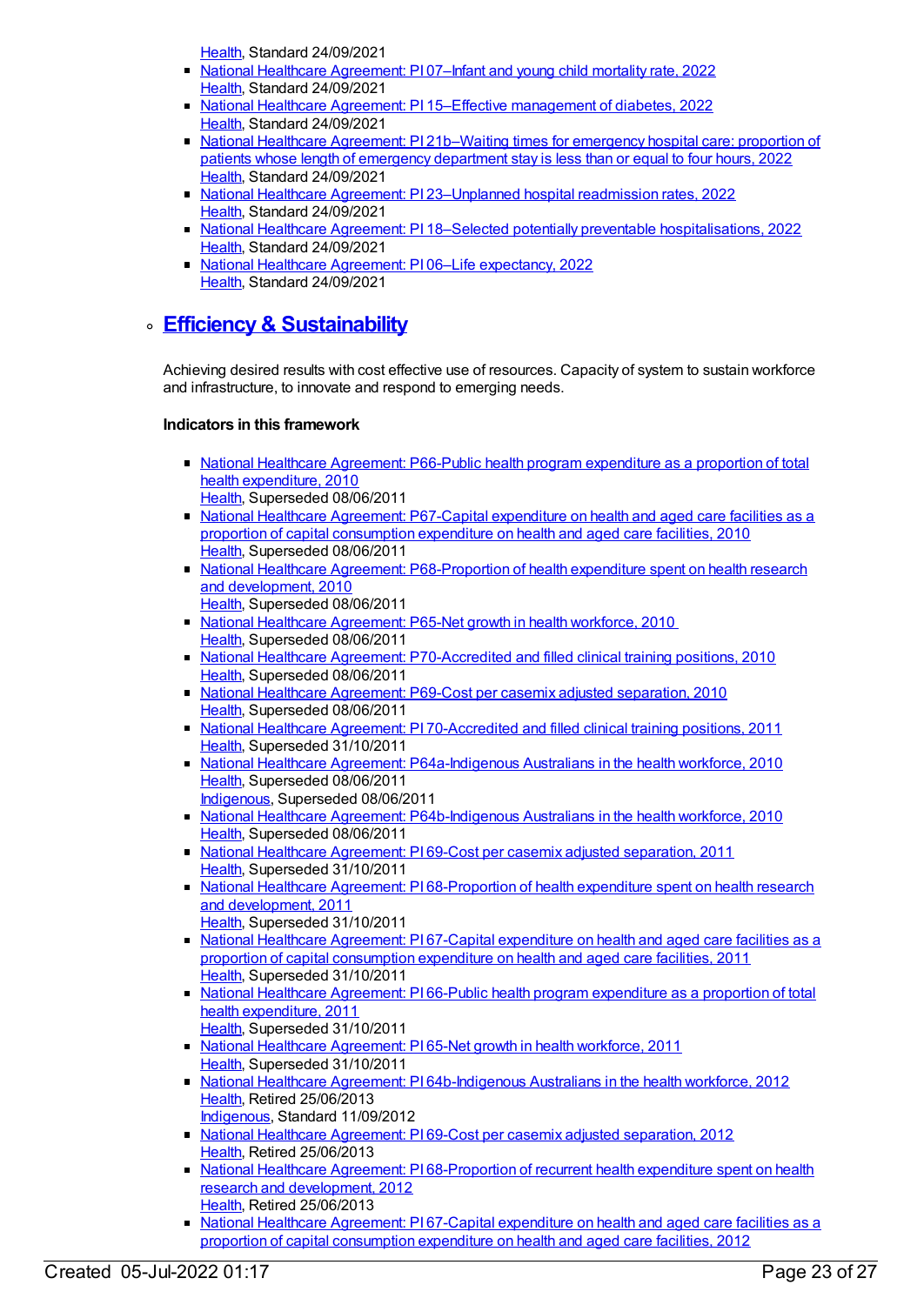Health, Standard 24/09/2021

- National Healthcare Agreement: PI 07–Infant and young child mortality rate, 2022
  Health, Standard 24/09/2021
- National Healthcare Agreement: PI 15–Effective management of diabetes, 2022
  Health, Standard 24/09/2021
- National Healthcare Agreement: PI 21b–Waiting times for emergency hospital care: proportion of patients whose length of emergency department stay is less than or equal to four hours, 2022
  Health, Standard 24/09/2021
- National Healthcare Agreement: PI 23–Unplanned hospital readmission rates, 2022
  Health, Standard 24/09/2021
- National Healthcare Agreement: PI 18–Selected potentially preventable hospitalisations, 2022
  Health, Standard 24/09/2021
- National Healthcare Agreement: PI 06–Life expectancy, 2022
  Health, Standard 24/09/2021

## Efficiency & Sustainability

Achieving desired results with cost effective use of resources. Capacity of system to sustain workforce and infrastructure, to innovate and respond to emerging needs.

**Indicators in this framework**

- National Healthcare Agreement: P66-Public health program expenditure as a proportion of total health expenditure, 2010
  Health, Superseded 08/06/2011
- National Healthcare Agreement: P67-Capital expenditure on health and aged care facilities as a proportion of capital consumption expenditure on health and aged care facilities, 2010
  Health, Superseded 08/06/2011
- National Healthcare Agreement: P68-Proportion of health expenditure spent on health research and development, 2010
  Health, Superseded 08/06/2011
- National Healthcare Agreement: P65-Net growth in health workforce, 2010
  Health, Superseded 08/06/2011
- National Healthcare Agreement: P70-Accredited and filled clinical training positions, 2010
  Health, Superseded 08/06/2011
- National Healthcare Agreement: P69-Cost per casemix adjusted separation, 2010
  Health, Superseded 08/06/2011
- National Healthcare Agreement: PI 70-Accredited and filled clinical training positions, 2011
  Health, Superseded 31/10/2011
- National Healthcare Agreement: P64a-Indigenous Australians in the health workforce, 2010
  Health, Superseded 08/06/2011
  Indigenous, Superseded 08/06/2011
- National Healthcare Agreement: P64b-Indigenous Australians in the health workforce, 2010
  Health, Superseded 08/06/2011
- National Healthcare Agreement: PI 69-Cost per casemix adjusted separation, 2011
  Health, Superseded 31/10/2011
- National Healthcare Agreement: PI 68-Proportion of health expenditure spent on health research and development, 2011
  Health, Superseded 31/10/2011
- National Healthcare Agreement: PI 67-Capital expenditure on health and aged care facilities as a proportion of capital consumption expenditure on health and aged care facilities, 2011
  Health, Superseded 31/10/2011
- National Healthcare Agreement: PI 66-Public health program expenditure as a proportion of total health expenditure, 2011
  Health, Superseded 31/10/2011
- National Healthcare Agreement: PI 65-Net growth in health workforce, 2011
  Health, Superseded 31/10/2011
- National Healthcare Agreement: PI 64b-Indigenous Australians in the health workforce, 2012
  Health, Retired 25/06/2013
  Indigenous, Standard 11/09/2012
- National Healthcare Agreement: PI 69-Cost per casemix adjusted separation, 2012
  Health, Retired 25/06/2013
- National Healthcare Agreement: PI 68-Proportion of recurrent health expenditure spent on health research and development, 2012
  Health, Retired 25/06/2013
- National Healthcare Agreement: PI 67-Capital expenditure on health and aged care facilities as a proportion of capital consumption expenditure on health and aged care facilities, 2012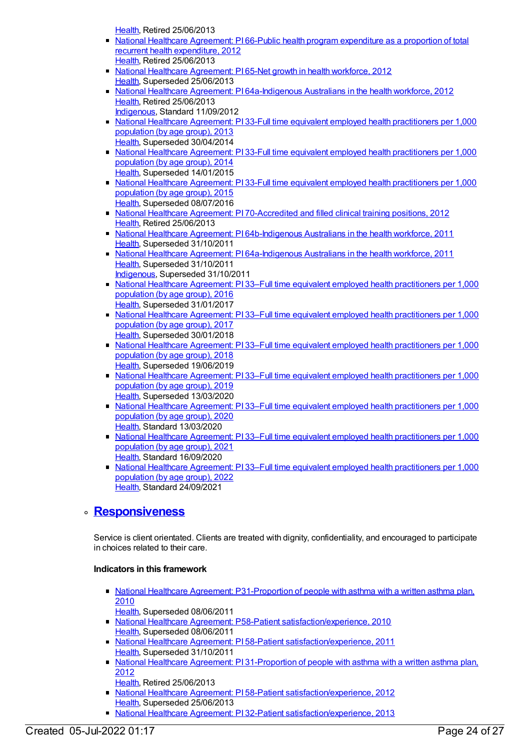Health, Retired 25/06/2013

- National Healthcare Agreement: PI 66-Public health program expenditure as a proportion of total recurrent health expenditure, 2012
  Health, Retired 25/06/2013
- National Healthcare Agreement: PI 65-Net growth in health workforce, 2012
  Health, Superseded 25/06/2013
- National Healthcare Agreement: PI 64a-Indigenous Australians in the health workforce, 2012
  Health, Retired 25/06/2013
  Indigenous, Standard 11/09/2012
- National Healthcare Agreement: PI 33-Full time equivalent employed health practitioners per 1,000 population (by age group), 2013
  Health, Superseded 30/04/2014
- National Healthcare Agreement: PI 33-Full time equivalent employed health practitioners per 1,000 population (by age group), 2014
  Health, Superseded 14/01/2015
- National Healthcare Agreement: PI 33-Full time equivalent employed health practitioners per 1,000 population (by age group), 2015
  Health, Superseded 08/07/2016
- National Healthcare Agreement: PI 70-Accredited and filled clinical training positions, 2012
  Health, Retired 25/06/2013
- National Healthcare Agreement: PI 64b-Indigenous Australians in the health workforce, 2011
  Health, Superseded 31/10/2011
- National Healthcare Agreement: PI 64a-Indigenous Australians in the health workforce, 2011
  Health, Superseded 31/10/2011
  Indigenous, Superseded 31/10/2011
- National Healthcare Agreement: PI 33–Full time equivalent employed health practitioners per 1,000 population (by age group), 2016
  Health, Superseded 31/01/2017
- National Healthcare Agreement: PI 33–Full time equivalent employed health practitioners per 1,000 population (by age group), 2017
  Health, Superseded 30/01/2018
- National Healthcare Agreement: PI 33–Full time equivalent employed health practitioners per 1,000 population (by age group), 2018
  Health, Superseded 19/06/2019
- National Healthcare Agreement: PI 33–Full time equivalent employed health practitioners per 1,000 population (by age group), 2019
  Health, Superseded 13/03/2020
- National Healthcare Agreement: PI 33–Full time equivalent employed health practitioners per 1,000 population (by age group), 2020
  Health, Standard 13/03/2020
- National Healthcare Agreement: PI 33–Full time equivalent employed health practitioners per 1,000 population (by age group), 2021
  Health, Standard 16/09/2020
- National Healthcare Agreement: PI 33–Full time equivalent employed health practitioners per 1,000 population (by age group), 2022
  Health, Standard 24/09/2021

## Responsiveness

Service is client orientated. Clients are treated with dignity, confidentiality, and encouraged to participate in choices related to their care.

**Indicators in this framework**

- National Healthcare Agreement: P31-Proportion of people with asthma with a written asthma plan, 2010
  Health, Superseded 08/06/2011
- National Healthcare Agreement: P58-Patient satisfaction/experience, 2010
  Health, Superseded 08/06/2011
- National Healthcare Agreement: PI 58-Patient satisfaction/experience, 2011
  Health, Superseded 31/10/2011
- National Healthcare Agreement: PI 31-Proportion of people with asthma with a written asthma plan, 2012
  Health, Retired 25/06/2013
- National Healthcare Agreement: PI 58-Patient satisfaction/experience, 2012
  Health, Superseded 25/06/2013
- National Healthcare Agreement: PI 32-Patient satisfaction/experience, 2013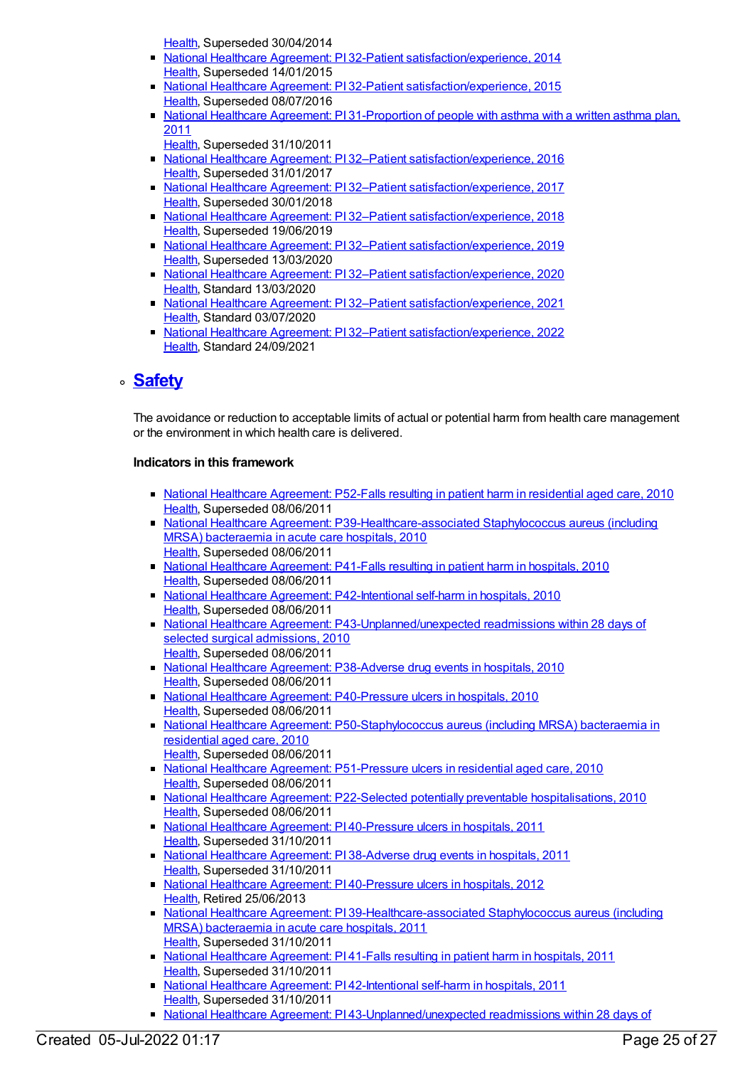Health, Superseded 30/04/2014

- National Healthcare Agreement: PI 32-Patient satisfaction/experience, 2014
  Health, Superseded 14/01/2015
- National Healthcare Agreement: PI 32-Patient satisfaction/experience, 2015
  Health, Superseded 08/07/2016
- National Healthcare Agreement: PI 31-Proportion of people with asthma with a written asthma plan, 2011
  Health, Superseded 31/10/2011
- National Healthcare Agreement: PI 32–Patient satisfaction/experience, 2016
  Health, Superseded 31/01/2017
- National Healthcare Agreement: PI 32–Patient satisfaction/experience, 2017
  Health, Superseded 30/01/2018
- National Healthcare Agreement: PI 32–Patient satisfaction/experience, 2018
  Health, Superseded 19/06/2019
- National Healthcare Agreement: PI 32–Patient satisfaction/experience, 2019
  Health, Superseded 13/03/2020
- National Healthcare Agreement: PI 32–Patient satisfaction/experience, 2020
  Health, Standard 13/03/2020
- National Healthcare Agreement: PI 32–Patient satisfaction/experience, 2021
  Health, Standard 03/07/2020
- National Healthcare Agreement: PI 32–Patient satisfaction/experience, 2022
  Health, Standard 24/09/2021

## Safety

The avoidance or reduction to acceptable limits of actual or potential harm from health care management or the environment in which health care is delivered.

**Indicators in this framework**

- National Healthcare Agreement: P52-Falls resulting in patient harm in residential aged care, 2010
  Health, Superseded 08/06/2011
- National Healthcare Agreement: P39-Healthcare-associated Staphylococcus aureus (including MRSA) bacteraemia in acute care hospitals, 2010
  Health, Superseded 08/06/2011
- National Healthcare Agreement: P41-Falls resulting in patient harm in hospitals, 2010
  Health, Superseded 08/06/2011
- National Healthcare Agreement: P42-Intentional self-harm in hospitals, 2010
  Health, Superseded 08/06/2011
- National Healthcare Agreement: P43-Unplanned/unexpected readmissions within 28 days of selected surgical admissions, 2010
  Health, Superseded 08/06/2011
- National Healthcare Agreement: P38-Adverse drug events in hospitals, 2010
  Health, Superseded 08/06/2011
- National Healthcare Agreement: P40-Pressure ulcers in hospitals, 2010
  Health, Superseded 08/06/2011
- National Healthcare Agreement: P50-Staphylococcus aureus (including MRSA) bacteraemia in residential aged care, 2010
  Health, Superseded 08/06/2011
- National Healthcare Agreement: P51-Pressure ulcers in residential aged care, 2010
  Health, Superseded 08/06/2011
- National Healthcare Agreement: P22-Selected potentially preventable hospitalisations, 2010
  Health, Superseded 08/06/2011
- National Healthcare Agreement: PI 40-Pressure ulcers in hospitals, 2011
  Health, Superseded 31/10/2011
- National Healthcare Agreement: PI 38-Adverse drug events in hospitals, 2011
  Health, Superseded 31/10/2011
- National Healthcare Agreement: PI 40-Pressure ulcers in hospitals, 2012
  Health, Retired 25/06/2013
- National Healthcare Agreement: PI 39-Healthcare-associated Staphylococcus aureus (including MRSA) bacteraemia in acute care hospitals, 2011
  Health, Superseded 31/10/2011
- National Healthcare Agreement: PI 41-Falls resulting in patient harm in hospitals, 2011
  Health, Superseded 31/10/2011
- National Healthcare Agreement: PI 42-Intentional self-harm in hospitals, 2011
  Health, Superseded 31/10/2011
- National Healthcare Agreement: PI 43-Unplanned/unexpected readmissions within 28 days of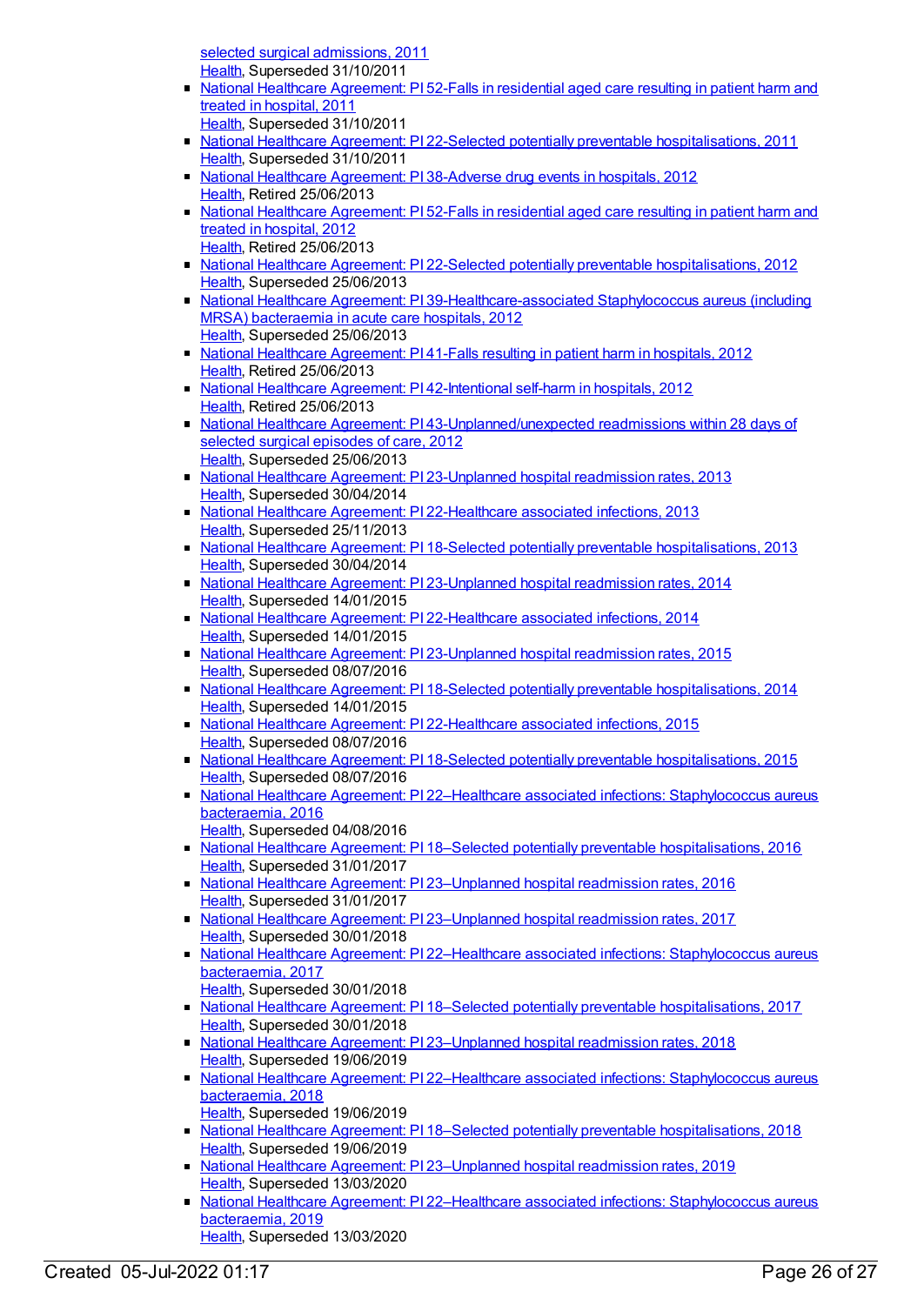selected surgical admissions, 2011
Health, Superseded 31/10/2011

- National Healthcare Agreement: PI 52-Falls in residential aged care resulting in patient harm and treated in hospital, 2011
Health, Superseded 31/10/2011
- National Healthcare Agreement: PI 22-Selected potentially preventable hospitalisations, 2011
Health, Superseded 31/10/2011
- National Healthcare Agreement: PI 38-Adverse drug events in hospitals, 2012
Health, Retired 25/06/2013
- National Healthcare Agreement: PI 52-Falls in residential aged care resulting in patient harm and treated in hospital, 2012
Health, Retired 25/06/2013
- National Healthcare Agreement: PI 22-Selected potentially preventable hospitalisations, 2012
Health, Superseded 25/06/2013
- National Healthcare Agreement: PI 39-Healthcare-associated Staphylococcus aureus (including MRSA) bacteraemia in acute care hospitals, 2012
Health, Superseded 25/06/2013
- National Healthcare Agreement: PI 41-Falls resulting in patient harm in hospitals, 2012
Health, Retired 25/06/2013
- National Healthcare Agreement: PI 42-Intentional self-harm in hospitals, 2012
Health, Retired 25/06/2013
- National Healthcare Agreement: PI 43-Unplanned/unexpected readmissions within 28 days of selected surgical episodes of care, 2012
Health, Superseded 25/06/2013
- National Healthcare Agreement: PI 23-Unplanned hospital readmission rates, 2013
Health, Superseded 30/04/2014
- National Healthcare Agreement: PI 22-Healthcare associated infections, 2013
Health, Superseded 25/11/2013
- National Healthcare Agreement: PI 18-Selected potentially preventable hospitalisations, 2013
Health, Superseded 30/04/2014
- National Healthcare Agreement: PI 23-Unplanned hospital readmission rates, 2014
Health, Superseded 14/01/2015
- National Healthcare Agreement: PI 22-Healthcare associated infections, 2014
Health, Superseded 14/01/2015
- National Healthcare Agreement: PI 23-Unplanned hospital readmission rates, 2015
Health, Superseded 08/07/2016
- National Healthcare Agreement: PI 18-Selected potentially preventable hospitalisations, 2014
Health, Superseded 14/01/2015
- National Healthcare Agreement: PI 22-Healthcare associated infections, 2015
Health, Superseded 08/07/2016
- National Healthcare Agreement: PI 18-Selected potentially preventable hospitalisations, 2015
Health, Superseded 08/07/2016
- National Healthcare Agreement: PI 22–Healthcare associated infections: Staphylococcus aureus bacteraemia, 2016
Health, Superseded 04/08/2016
- National Healthcare Agreement: PI 18–Selected potentially preventable hospitalisations, 2016
Health, Superseded 31/01/2017
- National Healthcare Agreement: PI 23–Unplanned hospital readmission rates, 2016
Health, Superseded 31/01/2017
- National Healthcare Agreement: PI 23–Unplanned hospital readmission rates, 2017
Health, Superseded 30/01/2018
- National Healthcare Agreement: PI 22–Healthcare associated infections: Staphylococcus aureus bacteraemia, 2017
Health, Superseded 30/01/2018
- National Healthcare Agreement: PI 18–Selected potentially preventable hospitalisations, 2017
Health, Superseded 30/01/2018
- National Healthcare Agreement: PI 23–Unplanned hospital readmission rates, 2018
Health, Superseded 19/06/2019
- National Healthcare Agreement: PI 22–Healthcare associated infections: Staphylococcus aureus bacteraemia, 2018
Health, Superseded 19/06/2019
- National Healthcare Agreement: PI 18–Selected potentially preventable hospitalisations, 2018
Health, Superseded 19/06/2019
- National Healthcare Agreement: PI 23–Unplanned hospital readmission rates, 2019
Health, Superseded 13/03/2020
- National Healthcare Agreement: PI 22–Healthcare associated infections: Staphylococcus aureus bacteraemia, 2019
Health, Superseded 13/03/2020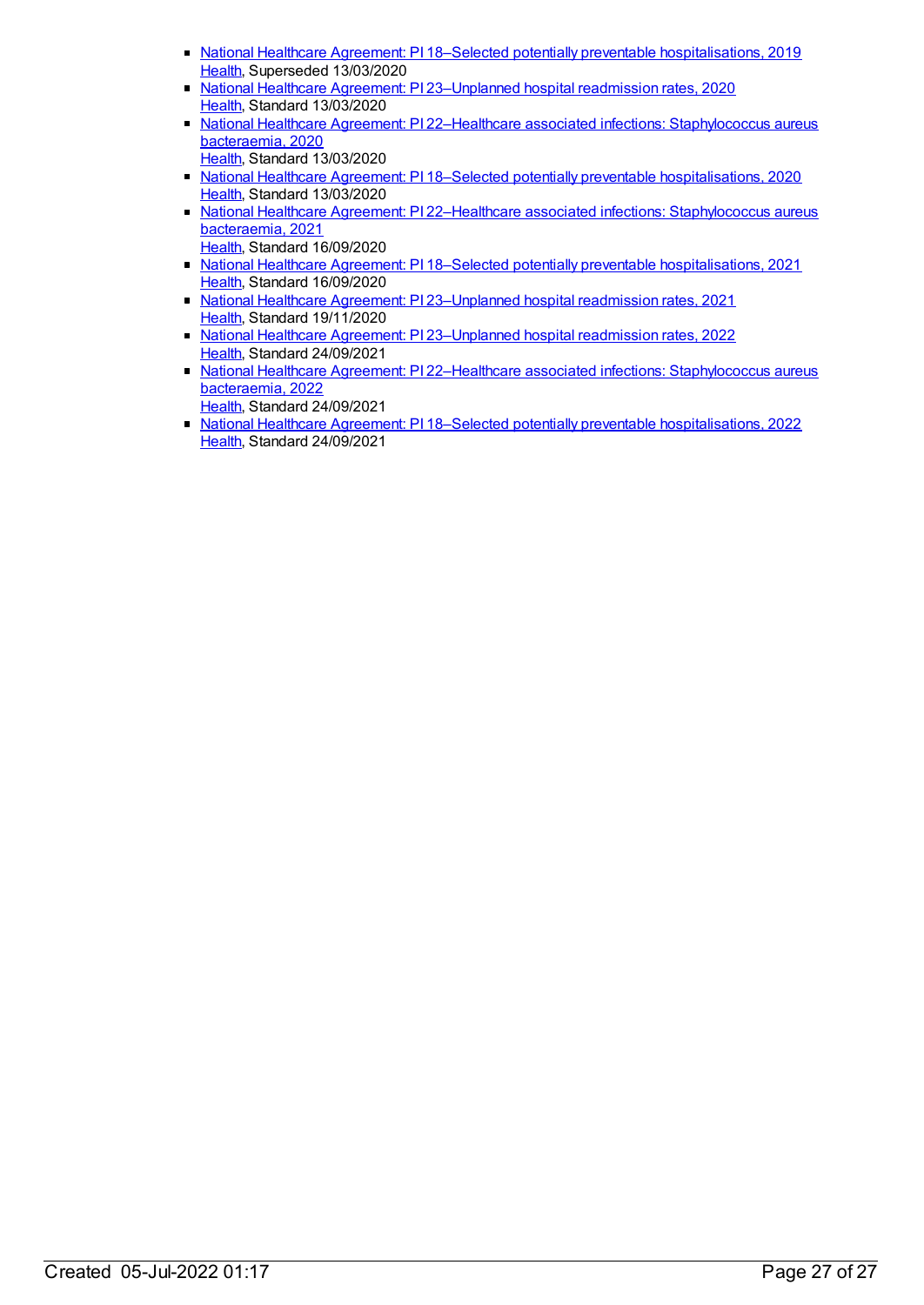- National Healthcare Agreement: PI 18–Selected potentially preventable hospitalisations, 2019
  Health, Superseded 13/03/2020
- National Healthcare Agreement: PI 23–Unplanned hospital readmission rates, 2020
  Health, Standard 13/03/2020
- National Healthcare Agreement: PI 22–Healthcare associated infections: Staphylococcus aureus bacteraemia, 2020
  Health, Standard 13/03/2020
- National Healthcare Agreement: PI 18–Selected potentially preventable hospitalisations, 2020
  Health, Standard 13/03/2020
- National Healthcare Agreement: PI 22–Healthcare associated infections: Staphylococcus aureus bacteraemia, 2021
  Health, Standard 16/09/2020
- National Healthcare Agreement: PI 18–Selected potentially preventable hospitalisations, 2021
  Health, Standard 16/09/2020
- National Healthcare Agreement: PI 23–Unplanned hospital readmission rates, 2021
  Health, Standard 19/11/2020
- National Healthcare Agreement: PI 23–Unplanned hospital readmission rates, 2022
  Health, Standard 24/09/2021
- National Healthcare Agreement: PI 22–Healthcare associated infections: Staphylococcus aureus bacteraemia, 2022
  Health, Standard 24/09/2021
- National Healthcare Agreement: PI 18–Selected potentially preventable hospitalisations, 2022
  Health, Standard 24/09/2021